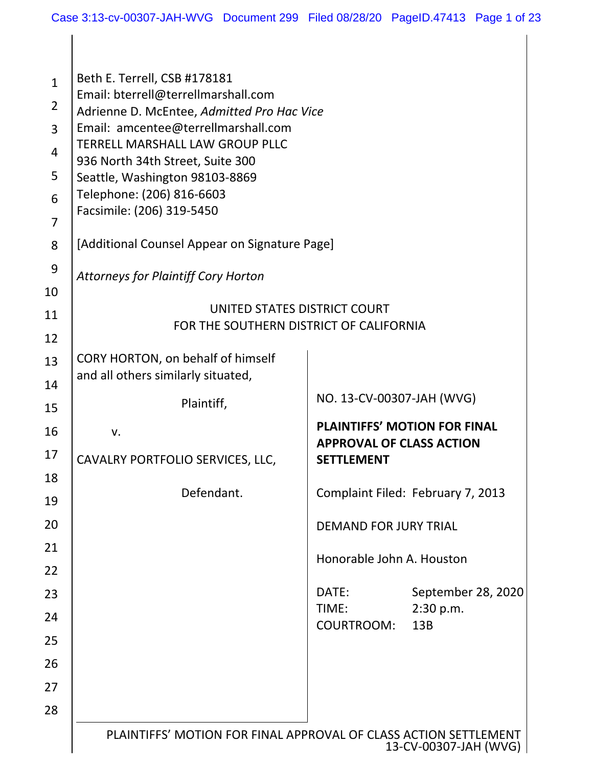Beth E. Terrell, CSB #178181
Email: bterrell@terrellmarshall.com
Adrienne D. McEntee, *Admitted Pro Hac Vice*
Email: amcentee@terrellmarshall.com
TERRELL MARSHALL LAW GROUP PLLC
936 North 34th Street, Suite 300
Seattle, Washington 98103-8869
Telephone: (206) 816-6603
Facsimile: (206) 319-5450

[Additional Counsel Appear on Signature Page]

*Attorneys for Plaintiff Cory Horton*

UNITED STATES DISTRICT COURT
FOR THE SOUTHERN DISTRICT OF CALIFORNIA

CORY HORTON, on behalf of himself and all others similarly situated,

Plaintiff,

v.

CAVALRY PORTFOLIO SERVICES, LLC,

Defendant.

NO. 13-CV-00307-JAH (WVG)

**PLAINTIFFS' MOTION FOR FINAL APPROVAL OF CLASS ACTION SETTLEMENT**

Complaint Filed: February 7, 2013

DEMAND FOR JURY TRIAL

Honorable John A. Houston

DATE: September 28, 2020
TIME: 2:30 p.m.
COURTROOM: 13B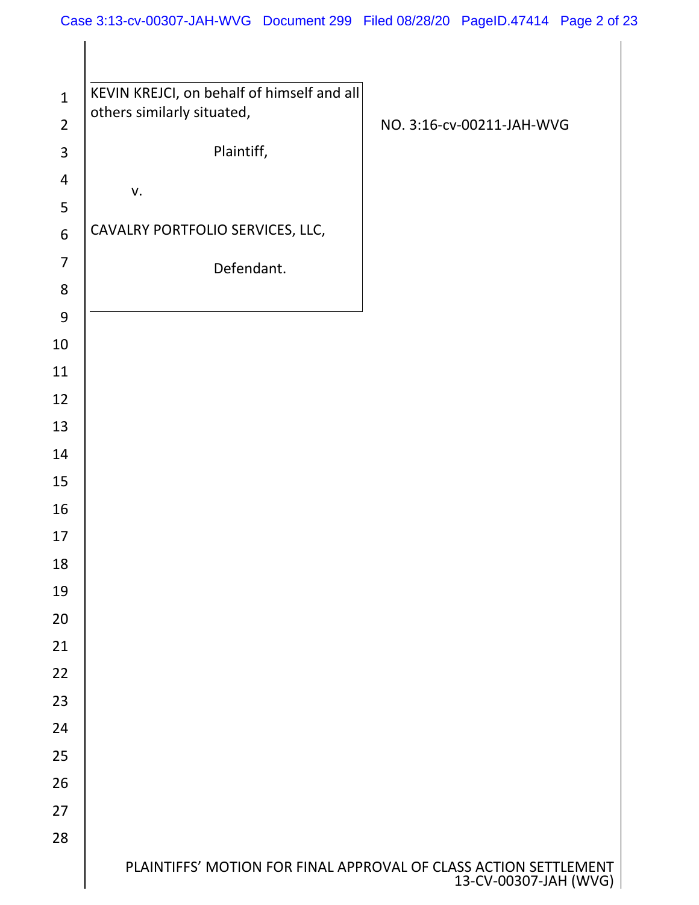KEVIN KREJCI, on behalf of himself and all others similarly situated,

Plaintiff,

v.

CAVALRY PORTFOLIO SERVICES, LLC,

Defendant.

NO. 3:16-cv-00211-JAH-WVG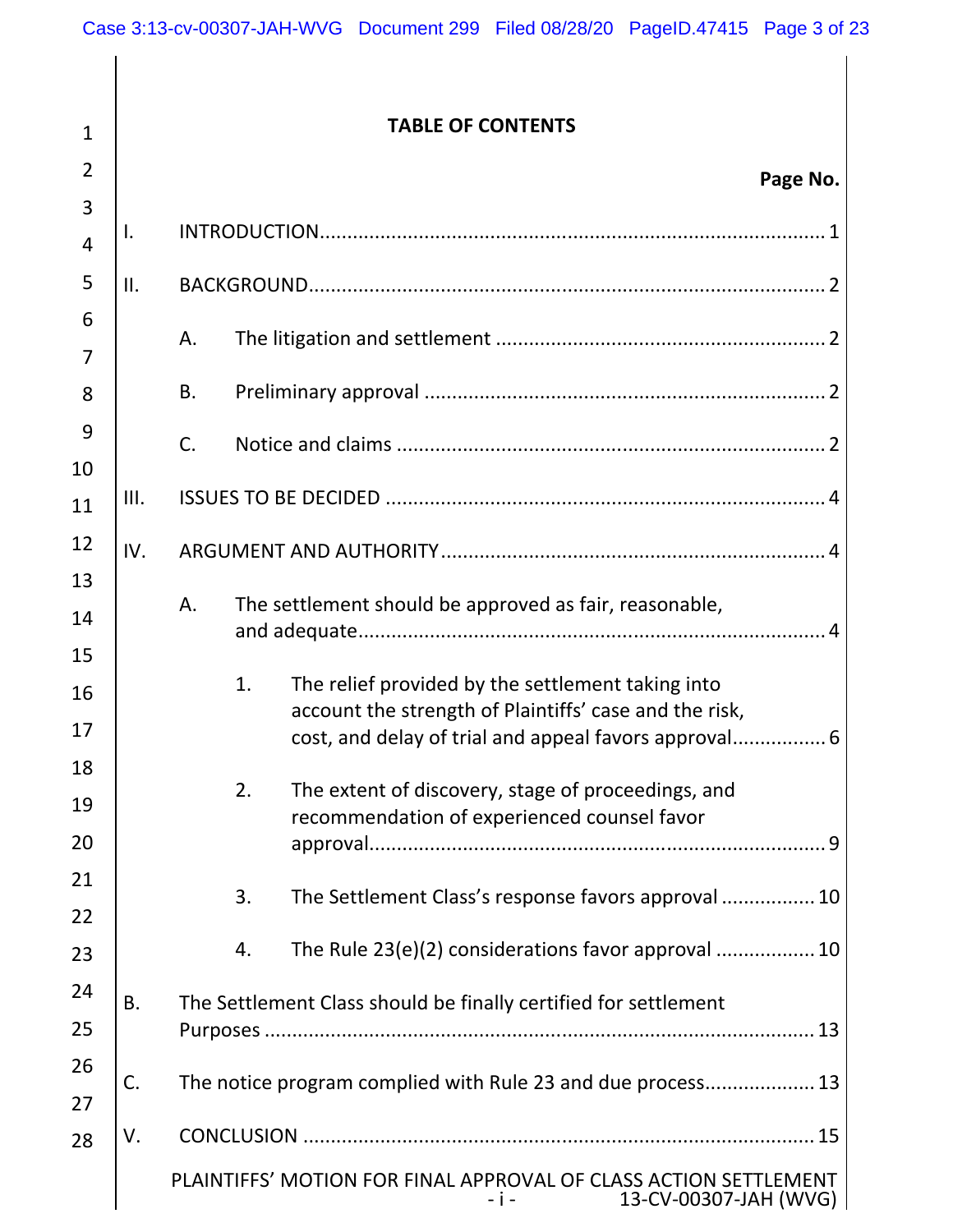# TABLE OF CONTENTS

**Page No.**

I. INTRODUCTION .......... 1

II. BACKGROUND .......... 2

A. The litigation and settlement .......... 2

B. Preliminary approval .......... 2

C. Notice and claims .......... 2

III. ISSUES TO BE DECIDED .......... 4

IV. ARGUMENT AND AUTHORITY .......... 4

A. The settlement should be approved as fair, reasonable, and adequate .......... 4

1. The relief provided by the settlement taking into account the strength of Plaintiffs' case and the risk, cost, and delay of trial and appeal favors approval .......... 6

2. The extent of discovery, stage of proceedings, and recommendation of experienced counsel favor approval .......... 9

3. The Settlement Class's response favors approval .......... 10

4. The Rule 23(e)(2) considerations favor approval .......... 10

B. The Settlement Class should be finally certified for settlement Purposes .......... 13

C. The notice program complied with Rule 23 and due process .......... 13

V. CONCLUSION .......... 15

PLAINTIFFS' MOTION FOR FINAL APPROVAL OF CLASS ACTION SETTLEMENT

13-CV-00307-JAH (WVG)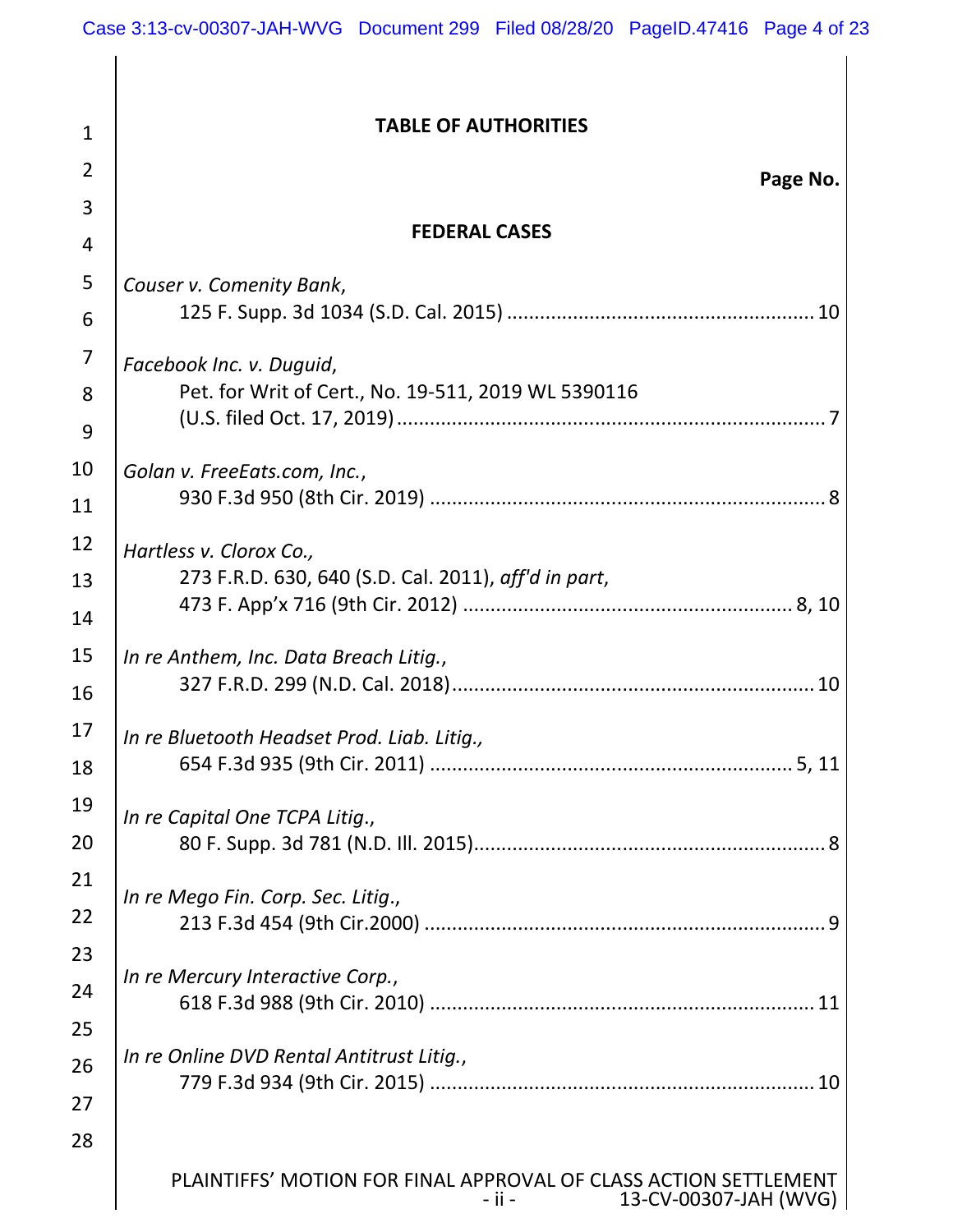# TABLE OF AUTHORITIES

**Page No.**

## FEDERAL CASES

*Couser v. Comenity Bank*,
125 F. Supp. 3d 1034 (S.D. Cal. 2015) ........................................................ 10

*Facebook Inc. v. Duguid*,
Pet. for Writ of Cert., No. 19-511, 2019 WL 5390116
(U.S. filed Oct. 17, 2019) .............................................................................. 7

*Golan v. FreeEats.com, Inc.*,
930 F.3d 950 (8th Cir. 2019) ........................................................................ 8

*Hartless v. Clorox Co.,*
273 F.R.D. 630, 640 (S.D. Cal. 2011), *aff'd in part*,
473 F. App'x 716 (9th Cir. 2012) ............................................................ 8, 10

*In re Anthem, Inc. Data Breach Litig.*,
327 F.R.D. 299 (N.D. Cal. 2018).................................................................. 10

*In re Bluetooth Headset Prod. Liab. Litig.,*
654 F.3d 935 (9th Cir. 2011) .................................................................. 5, 11

*In re Capital One TCPA Litig.*,
80 F. Supp. 3d 781 (N.D. Ill. 2015)................................................................ 8

*In re Mego Fin. Corp. Sec. Litig.*,
213 F.3d 454 (9th Cir.2000) ......................................................................... 9

*In re Mercury Interactive Corp.*,
618 F.3d 988 (9th Cir. 2010) ...................................................................... 11

*In re Online DVD Rental Antitrust Litig.*,
779 F.3d 934 (9th Cir. 2015) ...................................................................... 10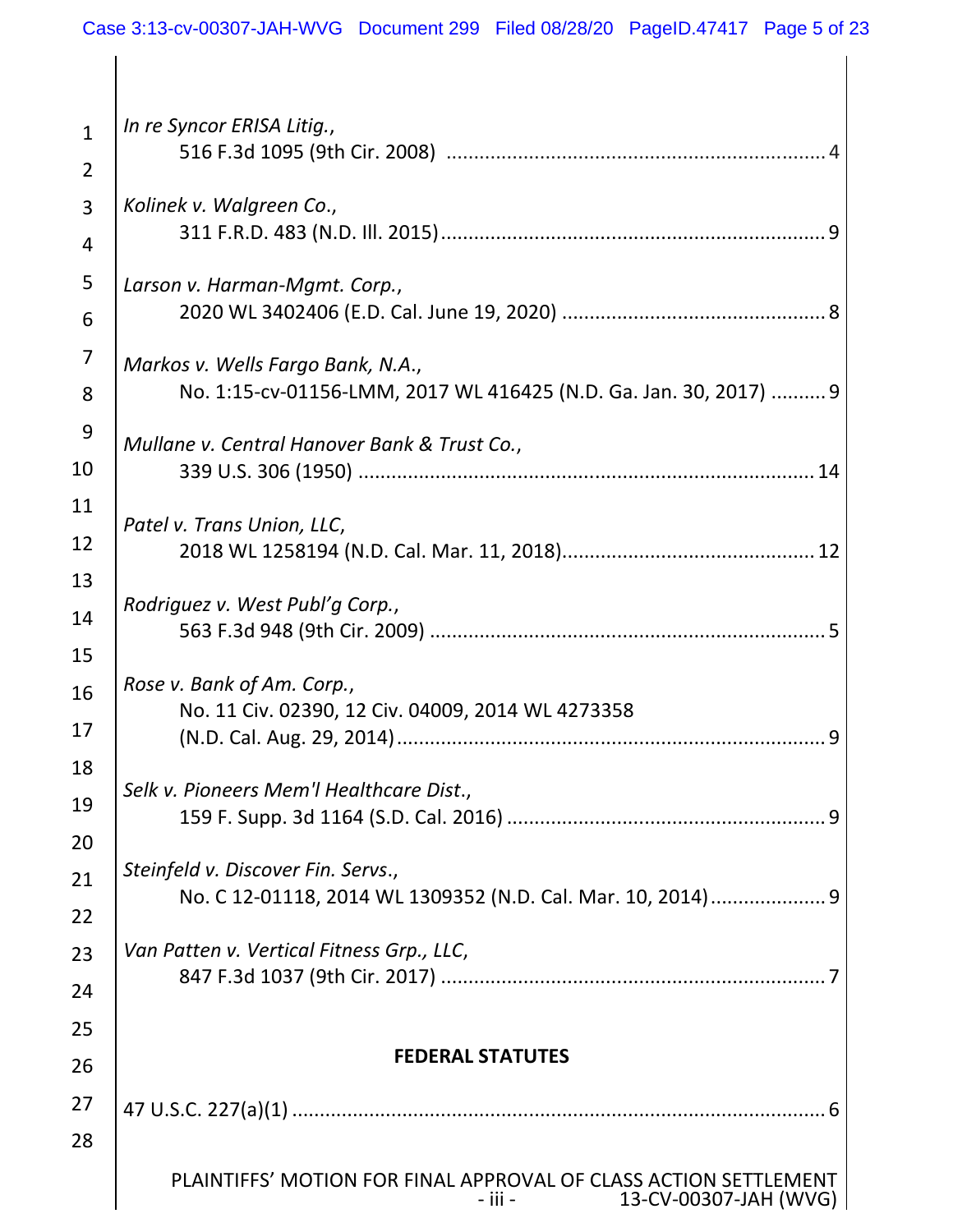*In re Syncor ERISA Litig.*,
516 F.3d 1095 (9th Cir. 2008) ........................................................................ 4

*Kolinek v. Walgreen Co.*,
311 F.R.D. 483 (N.D. Ill. 2015)........................................................................ 9

*Larson v. Harman-Mgmt. Corp.*,
2020 WL 3402406 (E.D. Cal. June 19, 2020) ................................................ 8

*Markos v. Wells Fargo Bank, N.A.*,
No. 1:15-cv-01156-LMM, 2017 WL 416425 (N.D. Ga. Jan. 30, 2017) .......... 9

*Mullane v. Central Hanover Bank & Trust Co.*,
339 U.S. 306 (1950) ...................................................................................... 14

*Patel v. Trans Union, LLC*,
2018 WL 1258194 (N.D. Cal. Mar. 11, 2018)............................................... 12

*Rodriguez v. West Publ'g Corp.*,
563 F.3d 948 (9th Cir. 2009) .......................................................................... 5

*Rose v. Bank of Am. Corp.*,
No. 11 Civ. 02390, 12 Civ. 04009, 2014 WL 4273358
(N.D. Cal. Aug. 29, 2014)................................................................................ 9

*Selk v. Pioneers Mem'l Healthcare Dist.*,
159 F. Supp. 3d 1164 (S.D. Cal. 2016) ........................................................... 9

*Steinfeld v. Discover Fin. Servs.*,
No. C 12-01118, 2014 WL 1309352 (N.D. Cal. Mar. 10, 2014)..................... 9

*Van Patten v. Vertical Fitness Grp., LLC*,
847 F.3d 1037 (9th Cir. 2017) ........................................................................ 7

**FEDERAL STATUTES**

47 U.S.C. 227(a)(1) ............................................................................................ 6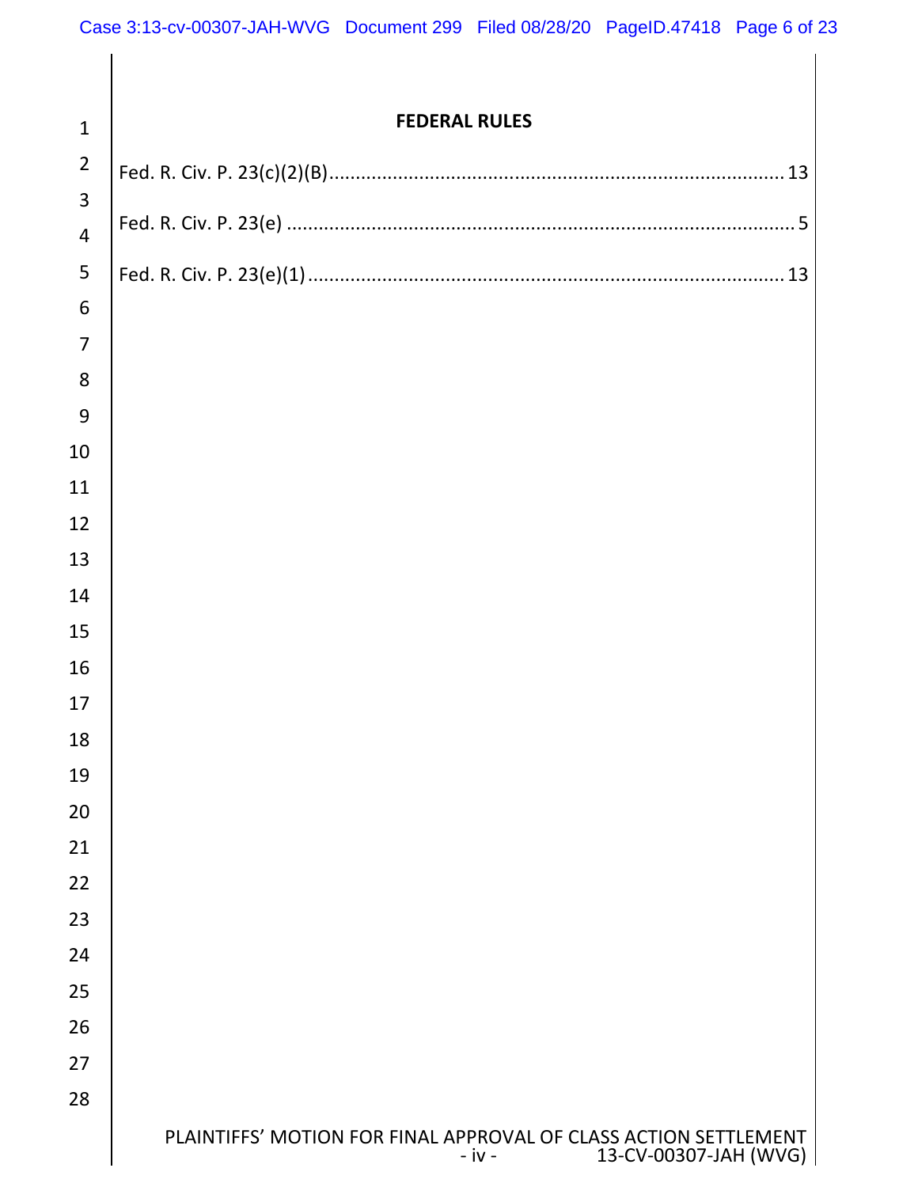## FEDERAL RULES

Fed. R. Civ. P. 23(c)(2)(B) ........................................................................................ 13

Fed. R. Civ. P. 23(e) ....................................................................................................... 5

Fed. R. Civ. P. 23(e)(1) .................................................................................................. 13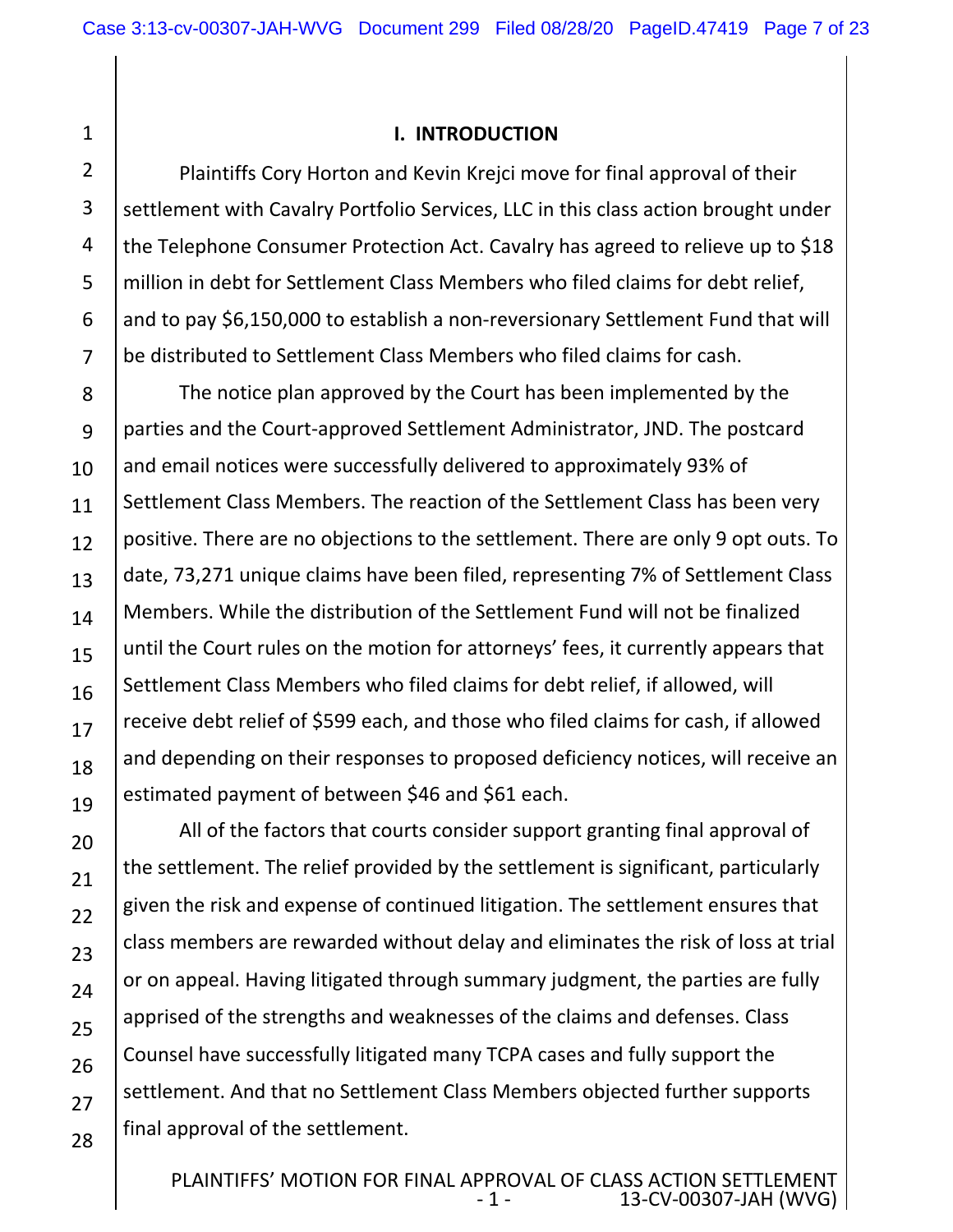# I. INTRODUCTION

Plaintiffs Cory Horton and Kevin Krejci move for final approval of their settlement with Cavalry Portfolio Services, LLC in this class action brought under the Telephone Consumer Protection Act. Cavalry has agreed to relieve up to $18 million in debt for Settlement Class Members who filed claims for debt relief, and to pay $6,150,000 to establish a non-reversionary Settlement Fund that will be distributed to Settlement Class Members who filed claims for cash.

The notice plan approved by the Court has been implemented by the parties and the Court-approved Settlement Administrator, JND. The postcard and email notices were successfully delivered to approximately 93% of Settlement Class Members. The reaction of the Settlement Class has been very positive. There are no objections to the settlement. There are only 9 opt outs. To date, 73,271 unique claims have been filed, representing 7% of Settlement Class Members. While the distribution of the Settlement Fund will not be finalized until the Court rules on the motion for attorneys' fees, it currently appears that Settlement Class Members who filed claims for debt relief, if allowed, will receive debt relief of $599 each, and those who filed claims for cash, if allowed and depending on their responses to proposed deficiency notices, will receive an estimated payment of between $46 and $61 each.

All of the factors that courts consider support granting final approval of the settlement. The relief provided by the settlement is significant, particularly given the risk and expense of continued litigation. The settlement ensures that class members are rewarded without delay and eliminates the risk of loss at trial or on appeal. Having litigated through summary judgment, the parties are fully apprised of the strengths and weaknesses of the claims and defenses. Class Counsel have successfully litigated many TCPA cases and fully support the settlement. And that no Settlement Class Members objected further supports final approval of the settlement.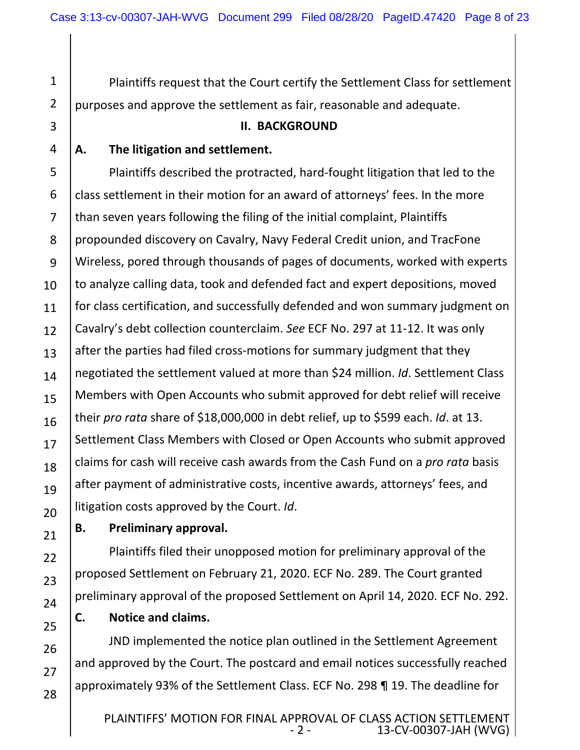Plaintiffs request that the Court certify the Settlement Class for settlement purposes and approve the settlement as fair, reasonable and adequate.

## II. BACKGROUND

### A. The litigation and settlement.

Plaintiffs described the protracted, hard-fought litigation that led to the class settlement in their motion for an award of attorneys' fees. In the more than seven years following the filing of the initial complaint, Plaintiffs propounded discovery on Cavalry, Navy Federal Credit union, and TracFone Wireless, pored through thousands of pages of documents, worked with experts to analyze calling data, took and defended fact and expert depositions, moved for class certification, and successfully defended and won summary judgment on Cavalry's debt collection counterclaim. *See* ECF No. 297 at 11-12. It was only after the parties had filed cross-motions for summary judgment that they negotiated the settlement valued at more than $24 million. *Id*. Settlement Class Members with Open Accounts who submit approved for debt relief will receive their *pro rata* share of $18,000,000 in debt relief, up to $599 each. *Id*. at 13. Settlement Class Members with Closed or Open Accounts who submit approved claims for cash will receive cash awards from the Cash Fund on a *pro rata* basis after payment of administrative costs, incentive awards, attorneys' fees, and litigation costs approved by the Court. *Id*.

### B. Preliminary approval.

Plaintiffs filed their unopposed motion for preliminary approval of the proposed Settlement on February 21, 2020. ECF No. 289. The Court granted preliminary approval of the proposed Settlement on April 14, 2020. ECF No. 292.

### C. Notice and claims.

JND implemented the notice plan outlined in the Settlement Agreement and approved by the Court. The postcard and email notices successfully reached approximately 93% of the Settlement Class. ECF No. 298 ¶ 19. The deadline for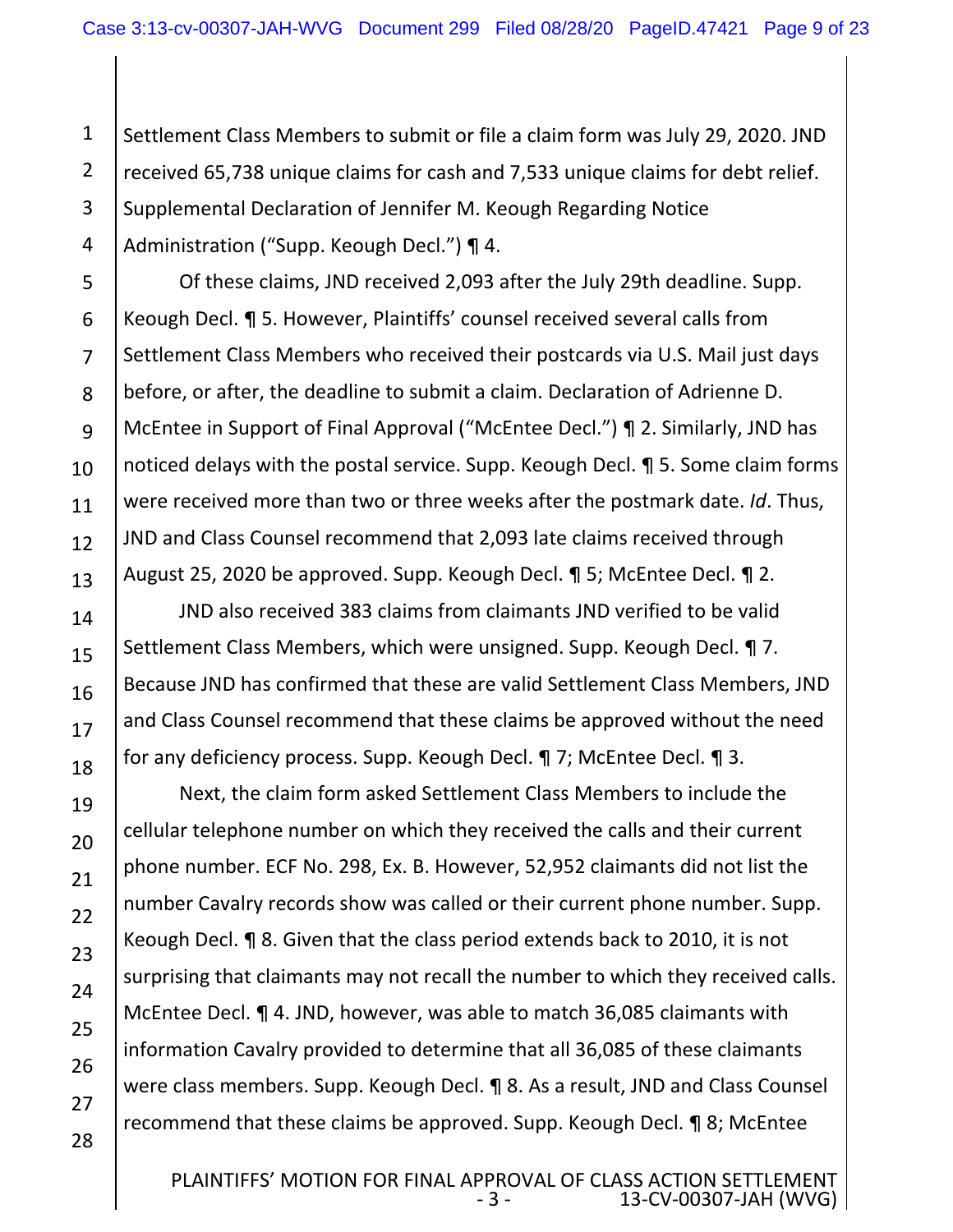Settlement Class Members to submit or file a claim form was July 29, 2020. JND received 65,738 unique claims for cash and 7,533 unique claims for debt relief. Supplemental Declaration of Jennifer M. Keough Regarding Notice Administration ("Supp. Keough Decl.") ¶ 4.

Of these claims, JND received 2,093 after the July 29th deadline. Supp. Keough Decl. ¶ 5. However, Plaintiffs' counsel received several calls from Settlement Class Members who received their postcards via U.S. Mail just days before, or after, the deadline to submit a claim. Declaration of Adrienne D. McEntee in Support of Final Approval ("McEntee Decl.") ¶ 2. Similarly, JND has noticed delays with the postal service. Supp. Keough Decl. ¶ 5. Some claim forms were received more than two or three weeks after the postmark date. *Id*. Thus, JND and Class Counsel recommend that 2,093 late claims received through August 25, 2020 be approved. Supp. Keough Decl. ¶ 5; McEntee Decl. ¶ 2.

JND also received 383 claims from claimants JND verified to be valid Settlement Class Members, which were unsigned. Supp. Keough Decl. ¶ 7. Because JND has confirmed that these are valid Settlement Class Members, JND and Class Counsel recommend that these claims be approved without the need for any deficiency process. Supp. Keough Decl. ¶ 7; McEntee Decl. ¶ 3.

Next, the claim form asked Settlement Class Members to include the cellular telephone number on which they received the calls and their current phone number. ECF No. 298, Ex. B. However, 52,952 claimants did not list the number Cavalry records show was called or their current phone number. Supp. Keough Decl. ¶ 8. Given that the class period extends back to 2010, it is not surprising that claimants may not recall the number to which they received calls. McEntee Decl. ¶ 4. JND, however, was able to match 36,085 claimants with information Cavalry provided to determine that all 36,085 of these claimants were class members. Supp. Keough Decl. ¶ 8. As a result, JND and Class Counsel recommend that these claims be approved. Supp. Keough Decl. ¶ 8; McEntee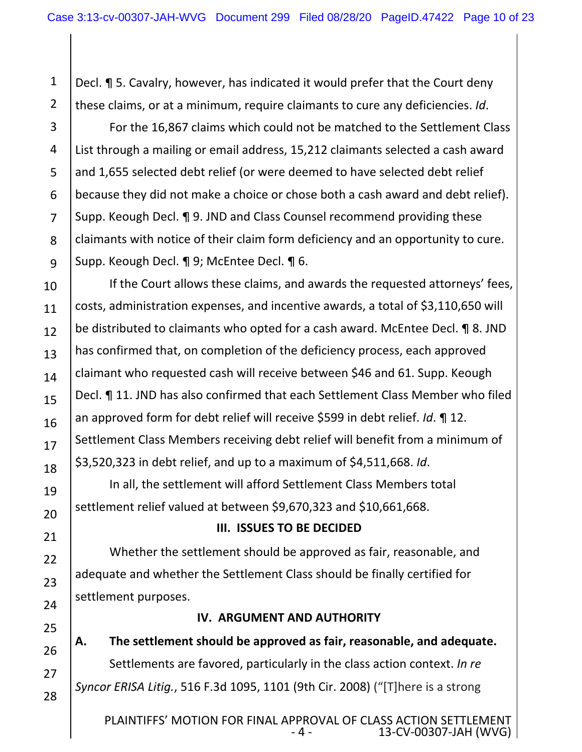Decl. ¶ 5. Cavalry, however, has indicated it would prefer that the Court deny these claims, or at a minimum, require claimants to cure any deficiencies. *Id*.

For the 16,867 claims which could not be matched to the Settlement Class List through a mailing or email address, 15,212 claimants selected a cash award and 1,655 selected debt relief (or were deemed to have selected debt relief because they did not make a choice or chose both a cash award and debt relief). Supp. Keough Decl. ¶ 9. JND and Class Counsel recommend providing these claimants with notice of their claim form deficiency and an opportunity to cure. Supp. Keough Decl. ¶ 9; McEntee Decl. ¶ 6.

If the Court allows these claims, and awards the requested attorneys' fees, costs, administration expenses, and incentive awards, a total of $3,110,650 will be distributed to claimants who opted for a cash award. McEntee Decl. ¶ 8. JND has confirmed that, on completion of the deficiency process, each approved claimant who requested cash will receive between $46 and 61. Supp. Keough Decl. ¶ 11. JND has also confirmed that each Settlement Class Member who filed an approved form for debt relief will receive $599 in debt relief. *Id*. ¶ 12. Settlement Class Members receiving debt relief will benefit from a minimum of $3,520,323 in debt relief, and up to a maximum of $4,511,668. *Id*.

In all, the settlement will afford Settlement Class Members total settlement relief valued at between $9,670,323 and $10,661,668.

## III. ISSUES TO BE DECIDED

Whether the settlement should be approved as fair, reasonable, and adequate and whether the Settlement Class should be finally certified for settlement purposes.

## IV. ARGUMENT AND AUTHORITY

### A. The settlement should be approved as fair, reasonable, and adequate.

Settlements are favored, particularly in the class action context. *In re Syncor ERISA Litig.*, 516 F.3d 1095, 1101 (9th Cir. 2008) ("[T]here is a strong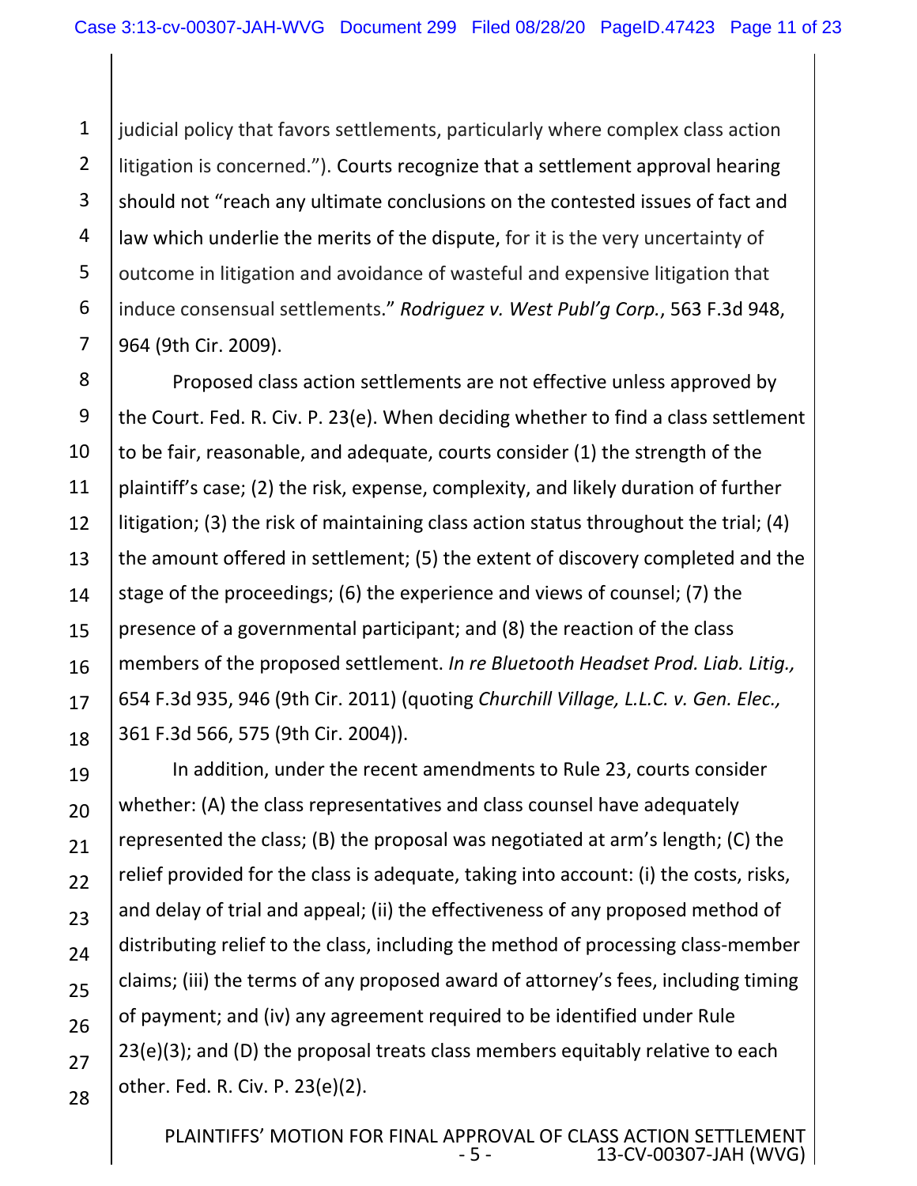judicial policy that favors settlements, particularly where complex class action litigation is concerned."). Courts recognize that a settlement approval hearing should not "reach any ultimate conclusions on the contested issues of fact and law which underlie the merits of the dispute, for it is the very uncertainty of outcome in litigation and avoidance of wasteful and expensive litigation that induce consensual settlements." *Rodriguez v. West Publ'g Corp.*, 563 F.3d 948, 964 (9th Cir. 2009).

Proposed class action settlements are not effective unless approved by the Court. Fed. R. Civ. P. 23(e). When deciding whether to find a class settlement to be fair, reasonable, and adequate, courts consider (1) the strength of the plaintiff's case; (2) the risk, expense, complexity, and likely duration of further litigation; (3) the risk of maintaining class action status throughout the trial; (4) the amount offered in settlement; (5) the extent of discovery completed and the stage of the proceedings; (6) the experience and views of counsel; (7) the presence of a governmental participant; and (8) the reaction of the class members of the proposed settlement. *In re Bluetooth Headset Prod. Liab. Litig.,* 654 F.3d 935, 946 (9th Cir. 2011) (quoting *Churchill Village, L.L.C. v. Gen. Elec.,* 361 F.3d 566, 575 (9th Cir. 2004)).

In addition, under the recent amendments to Rule 23, courts consider whether: (A) the class representatives and class counsel have adequately represented the class; (B) the proposal was negotiated at arm's length; (C) the relief provided for the class is adequate, taking into account: (i) the costs, risks, and delay of trial and appeal; (ii) the effectiveness of any proposed method of distributing relief to the class, including the method of processing class-member claims; (iii) the terms of any proposed award of attorney's fees, including timing of payment; and (iv) any agreement required to be identified under Rule 23(e)(3); and (D) the proposal treats class members equitably relative to each other. Fed. R. Civ. P. 23(e)(2).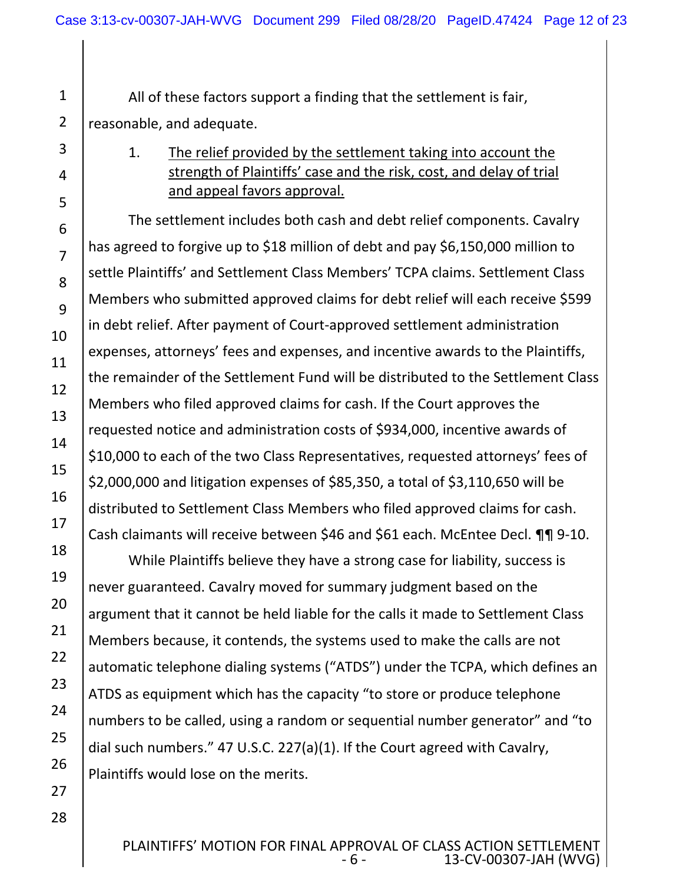All of these factors support a finding that the settlement is fair, reasonable, and adequate.

1. The relief provided by the settlement taking into account the strength of Plaintiffs' case and the risk, cost, and delay of trial and appeal favors approval.

The settlement includes both cash and debt relief components. Cavalry has agreed to forgive up to $18 million of debt and pay $6,150,000 million to settle Plaintiffs' and Settlement Class Members' TCPA claims. Settlement Class Members who submitted approved claims for debt relief will each receive $599 in debt relief. After payment of Court-approved settlement administration expenses, attorneys' fees and expenses, and incentive awards to the Plaintiffs, the remainder of the Settlement Fund will be distributed to the Settlement Class Members who filed approved claims for cash. If the Court approves the requested notice and administration costs of $934,000, incentive awards of $10,000 to each of the two Class Representatives, requested attorneys' fees of $2,000,000 and litigation expenses of $85,350, a total of $3,110,650 will be distributed to Settlement Class Members who filed approved claims for cash. Cash claimants will receive between $46 and $61 each. McEntee Decl. ¶¶ 9-10.

While Plaintiffs believe they have a strong case for liability, success is never guaranteed. Cavalry moved for summary judgment based on the argument that it cannot be held liable for the calls it made to Settlement Class Members because, it contends, the systems used to make the calls are not automatic telephone dialing systems ("ATDS") under the TCPA, which defines an ATDS as equipment which has the capacity "to store or produce telephone numbers to be called, using a random or sequential number generator" and "to dial such numbers." 47 U.S.C. 227(a)(1). If the Court agreed with Cavalry, Plaintiffs would lose on the merits.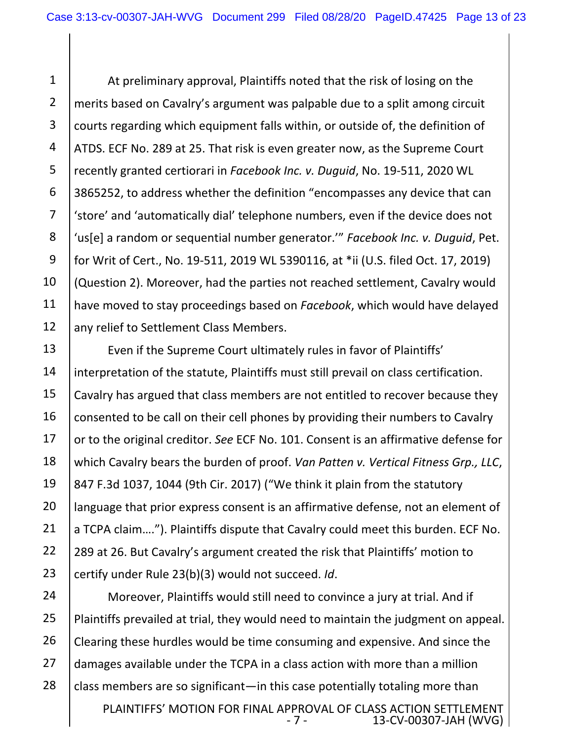At preliminary approval, Plaintiffs noted that the risk of losing on the merits based on Cavalry's argument was palpable due to a split among circuit courts regarding which equipment falls within, or outside of, the definition of ATDS. ECF No. 289 at 25. That risk is even greater now, as the Supreme Court recently granted certiorari in *Facebook Inc. v. Duguid*, No. 19-511, 2020 WL 3865252, to address whether the definition "encompasses any device that can 'store' and 'automatically dial' telephone numbers, even if the device does not 'us[e] a random or sequential number generator.'" *Facebook Inc. v. Duguid*, Pet. for Writ of Cert., No. 19-511, 2019 WL 5390116, at *ii (U.S. filed Oct. 17, 2019) (Question 2). Moreover, had the parties not reached settlement, Cavalry would have moved to stay proceedings based on *Facebook*, which would have delayed any relief to Settlement Class Members.

Even if the Supreme Court ultimately rules in favor of Plaintiffs' interpretation of the statute, Plaintiffs must still prevail on class certification. Cavalry has argued that class members are not entitled to recover because they consented to be call on their cell phones by providing their numbers to Cavalry or to the original creditor. *See* ECF No. 101. Consent is an affirmative defense for which Cavalry bears the burden of proof. *Van Patten v. Vertical Fitness Grp., LLC*, 847 F.3d 1037, 1044 (9th Cir. 2017) ("We think it plain from the statutory language that prior express consent is an affirmative defense, not an element of a TCPA claim...."). Plaintiffs dispute that Cavalry could meet this burden. ECF No. 289 at 26. But Cavalry's argument created the risk that Plaintiffs' motion to certify under Rule 23(b)(3) would not succeed. *Id*.

Moreover, Plaintiffs would still need to convince a jury at trial. And if Plaintiffs prevailed at trial, they would need to maintain the judgment on appeal. Clearing these hurdles would be time consuming and expensive. And since the damages available under the TCPA in a class action with more than a million class members are so significant—in this case potentially totaling more than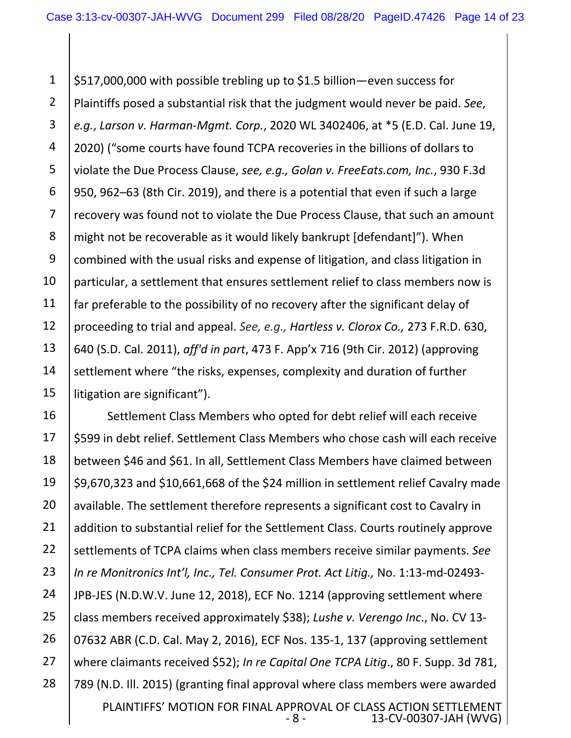$517,000,000 with possible trebling up to $1.5 billion—even success for Plaintiffs posed a substantial risk that the judgment would never be paid. *See*, *e.g.*, *Larson v. Harman-Mgmt. Corp.*, 2020 WL 3402406, at *5 (E.D. Cal. June 19, 2020) ("some courts have found TCPA recoveries in the billions of dollars to violate the Due Process Clause, *see, e.g., Golan v. FreeEats.com, Inc.*, 930 F.3d 950, 962–63 (8th Cir. 2019), and there is a potential that even if such a large recovery was found not to violate the Due Process Clause, that such an amount might not be recoverable as it would likely bankrupt [defendant]"). When combined with the usual risks and expense of litigation, and class litigation in particular, a settlement that ensures settlement relief to class members now is far preferable to the possibility of no recovery after the significant delay of proceeding to trial and appeal. *See, e.g., Hartless v. Clorox Co.,* 273 F.R.D. 630, 640 (S.D. Cal. 2011), *aff'd in part*, 473 F. App'x 716 (9th Cir. 2012) (approving settlement where "the risks, expenses, complexity and duration of further litigation are significant").

Settlement Class Members who opted for debt relief will each receive $599 in debt relief. Settlement Class Members who chose cash will each receive between $46 and $61. In all, Settlement Class Members have claimed between $9,670,323 and $10,661,668 of the $24 million in settlement relief Cavalry made available. The settlement therefore represents a significant cost to Cavalry in addition to substantial relief for the Settlement Class. Courts routinely approve settlements of TCPA claims when class members receive similar payments. *See In re Monitronics Int'l, Inc., Tel. Consumer Prot. Act Litig.,* No. 1:13-md-02493-JPB-JES (N.D.W.V. June 12, 2018), ECF No. 1214 (approving settlement where class members received approximately $38); *Lushe v. Verengo Inc.*, No. CV 13-07632 ABR (C.D. Cal. May 2, 2016), ECF Nos. 135-1, 137 (approving settlement where claimants received $52); *In re Capital One TCPA Litig.*, 80 F. Supp. 3d 781, 789 (N.D. Ill. 2015) (granting final approval where class members were awarded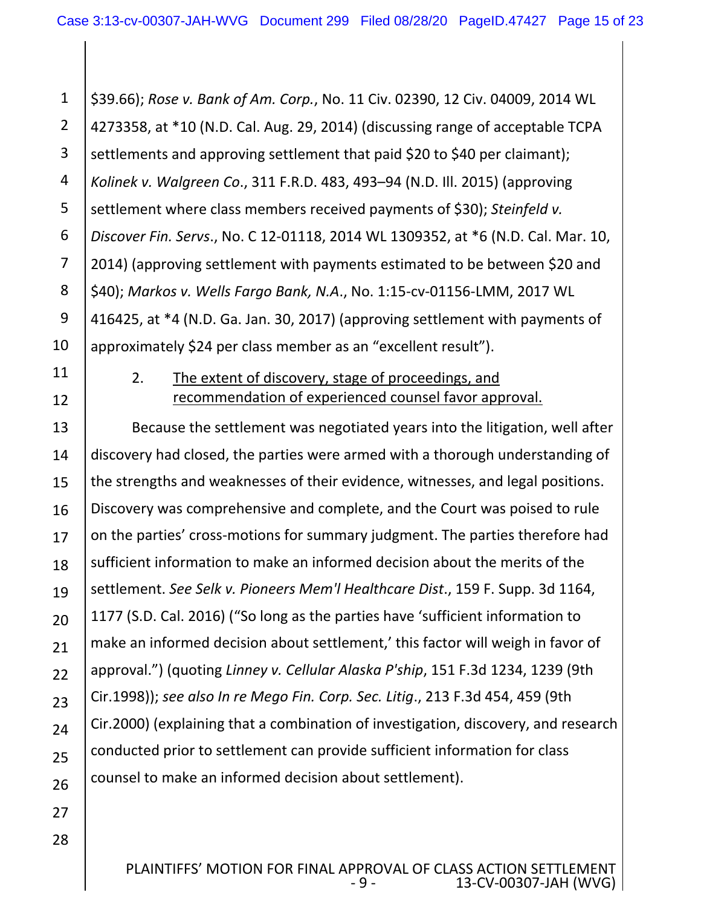$39.66); *Rose v. Bank of Am. Corp.*, No. 11 Civ. 02390, 12 Civ. 04009, 2014 WL 4273358, at *10 (N.D. Cal. Aug. 29, 2014) (discussing range of acceptable TCPA settlements and approving settlement that paid $20 to $40 per claimant); *Kolinek v. Walgreen Co.*, 311 F.R.D. 483, 493–94 (N.D. Ill. 2015) (approving settlement where class members received payments of $30); *Steinfeld v. Discover Fin. Servs.*, No. C 12-01118, 2014 WL 1309352, at *6 (N.D. Cal. Mar. 10, 2014) (approving settlement with payments estimated to be between $20 and $40); *Markos v. Wells Fargo Bank, N.A.*, No. 1:15-cv-01156-LMM, 2017 WL 416425, at *4 (N.D. Ga. Jan. 30, 2017) (approving settlement with payments of approximately $24 per class member as an "excellent result").

2. <u>The extent of discovery, stage of proceedings, and recommendation of experienced counsel favor approval.</u>

Because the settlement was negotiated years into the litigation, well after discovery had closed, the parties were armed with a thorough understanding of the strengths and weaknesses of their evidence, witnesses, and legal positions. Discovery was comprehensive and complete, and the Court was poised to rule on the parties' cross-motions for summary judgment. The parties therefore had sufficient information to make an informed decision about the merits of the settlement. *See Selk v. Pioneers Mem'l Healthcare Dist.*, 159 F. Supp. 3d 1164, 1177 (S.D. Cal. 2016) ("So long as the parties have 'sufficient information to make an informed decision about settlement,' this factor will weigh in favor of approval.") (quoting *Linney v. Cellular Alaska P'ship*, 151 F.3d 1234, 1239 (9th Cir.1998)); *see also In re Mego Fin. Corp. Sec. Litig.*, 213 F.3d 454, 459 (9th Cir.2000) (explaining that a combination of investigation, discovery, and research conducted prior to settlement can provide sufficient information for class counsel to make an informed decision about settlement).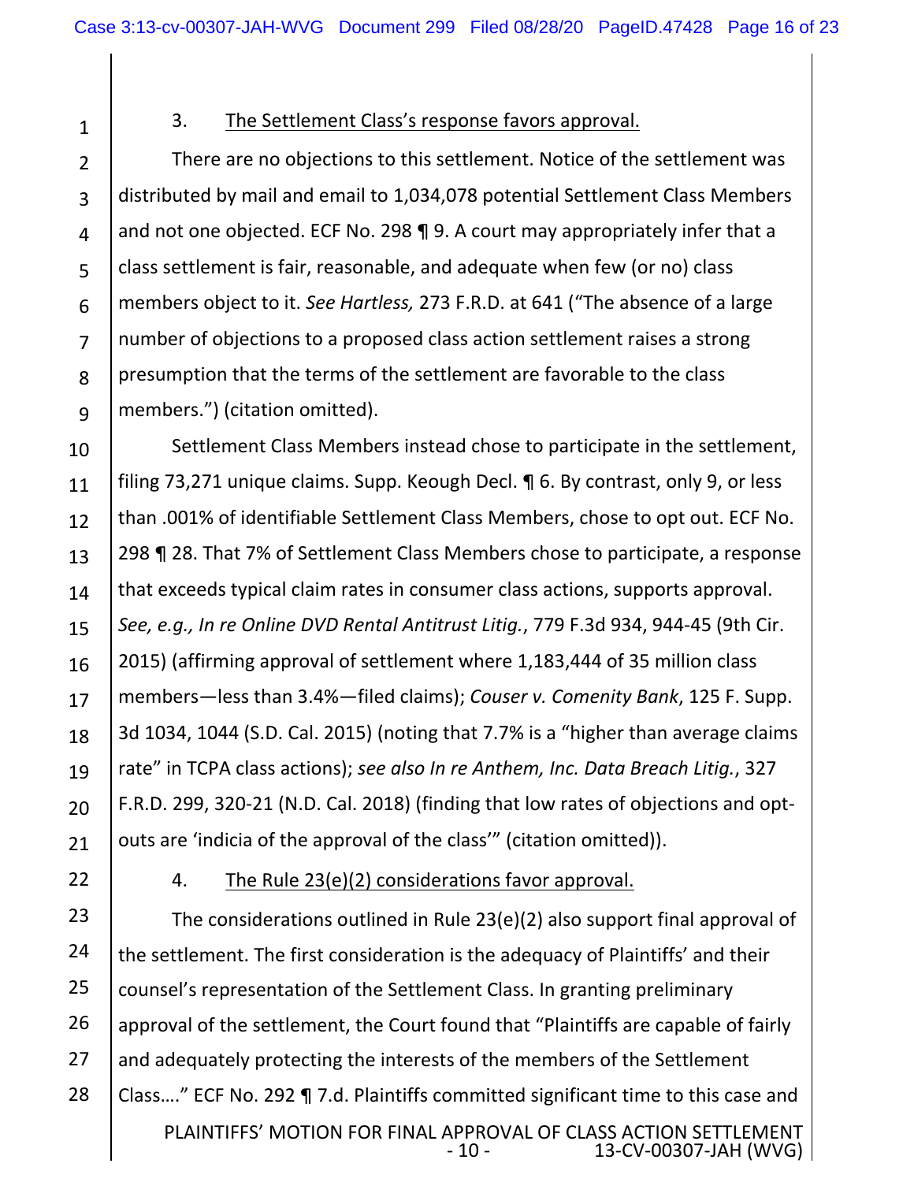3. The Settlement Class's response favors approval.

There are no objections to this settlement. Notice of the settlement was distributed by mail and email to 1,034,078 potential Settlement Class Members and not one objected. ECF No. 298 ¶ 9. A court may appropriately infer that a class settlement is fair, reasonable, and adequate when few (or no) class members object to it. *See Hartless,* 273 F.R.D. at 641 ("The absence of a large number of objections to a proposed class action settlement raises a strong presumption that the terms of the settlement are favorable to the class members.") (citation omitted).

Settlement Class Members instead chose to participate in the settlement, filing 73,271 unique claims. Supp. Keough Decl. ¶ 6. By contrast, only 9, or less than .001% of identifiable Settlement Class Members, chose to opt out. ECF No. 298 ¶ 28. That 7% of Settlement Class Members chose to participate, a response that exceeds typical claim rates in consumer class actions, supports approval. *See, e.g., In re Online DVD Rental Antitrust Litig.*, 779 F.3d 934, 944-45 (9th Cir. 2015) (affirming approval of settlement where 1,183,444 of 35 million class members—less than 3.4%—filed claims); *Couser v. Comenity Bank*, 125 F. Supp. 3d 1034, 1044 (S.D. Cal. 2015) (noting that 7.7% is a "higher than average claims rate" in TCPA class actions); *see also In re Anthem, Inc. Data Breach Litig.*, 327 F.R.D. 299, 320-21 (N.D. Cal. 2018) (finding that low rates of objections and opt-outs are 'indicia of the approval of the class'" (citation omitted)).

4. The Rule 23(e)(2) considerations favor approval.

The considerations outlined in Rule 23(e)(2) also support final approval of the settlement. The first consideration is the adequacy of Plaintiffs' and their counsel's representation of the Settlement Class. In granting preliminary approval of the settlement, the Court found that "Plaintiffs are capable of fairly and adequately protecting the interests of the members of the Settlement Class…." ECF No. 292 ¶ 7.d. Plaintiffs committed significant time to this case and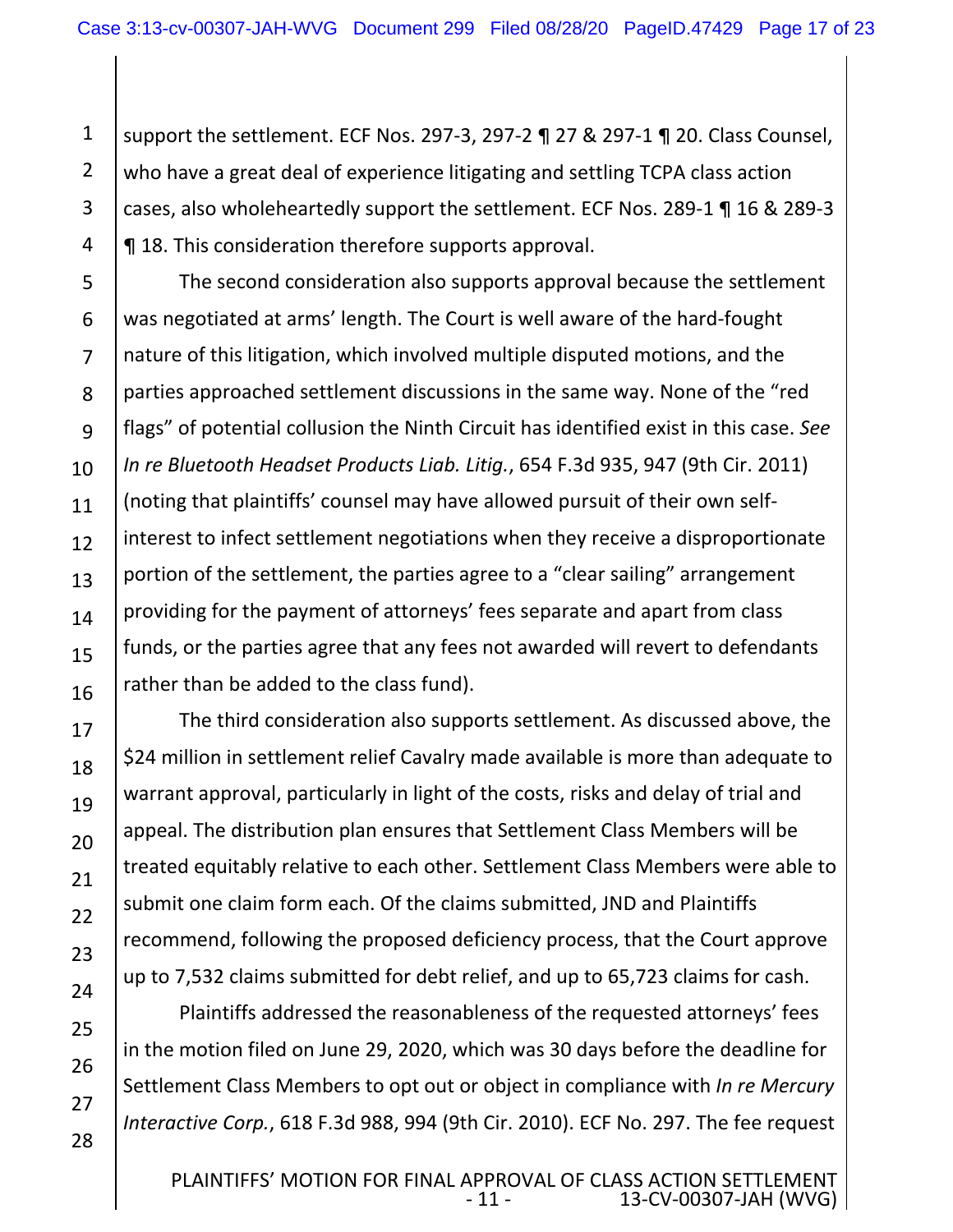support the settlement. ECF Nos. 297-3, 297-2 ¶ 27 & 297-1 ¶ 20. Class Counsel, who have a great deal of experience litigating and settling TCPA class action cases, also wholeheartedly support the settlement. ECF Nos. 289-1 ¶ 16 & 289-3 ¶ 18. This consideration therefore supports approval.

The second consideration also supports approval because the settlement was negotiated at arms' length. The Court is well aware of the hard-fought nature of this litigation, which involved multiple disputed motions, and the parties approached settlement discussions in the same way. None of the "red flags" of potential collusion the Ninth Circuit has identified exist in this case. *See In re Bluetooth Headset Products Liab. Litig.*, 654 F.3d 935, 947 (9th Cir. 2011) (noting that plaintiffs' counsel may have allowed pursuit of their own self-interest to infect settlement negotiations when they receive a disproportionate portion of the settlement, the parties agree to a "clear sailing" arrangement providing for the payment of attorneys' fees separate and apart from class funds, or the parties agree that any fees not awarded will revert to defendants rather than be added to the class fund).

The third consideration also supports settlement. As discussed above, the $24 million in settlement relief Cavalry made available is more than adequate to warrant approval, particularly in light of the costs, risks and delay of trial and appeal. The distribution plan ensures that Settlement Class Members will be treated equitably relative to each other. Settlement Class Members were able to submit one claim form each. Of the claims submitted, JND and Plaintiffs recommend, following the proposed deficiency process, that the Court approve up to 7,532 claims submitted for debt relief, and up to 65,723 claims for cash.

Plaintiffs addressed the reasonableness of the requested attorneys' fees in the motion filed on June 29, 2020, which was 30 days before the deadline for Settlement Class Members to opt out or object in compliance with *In re Mercury Interactive Corp.*, 618 F.3d 988, 994 (9th Cir. 2010). ECF No. 297. The fee request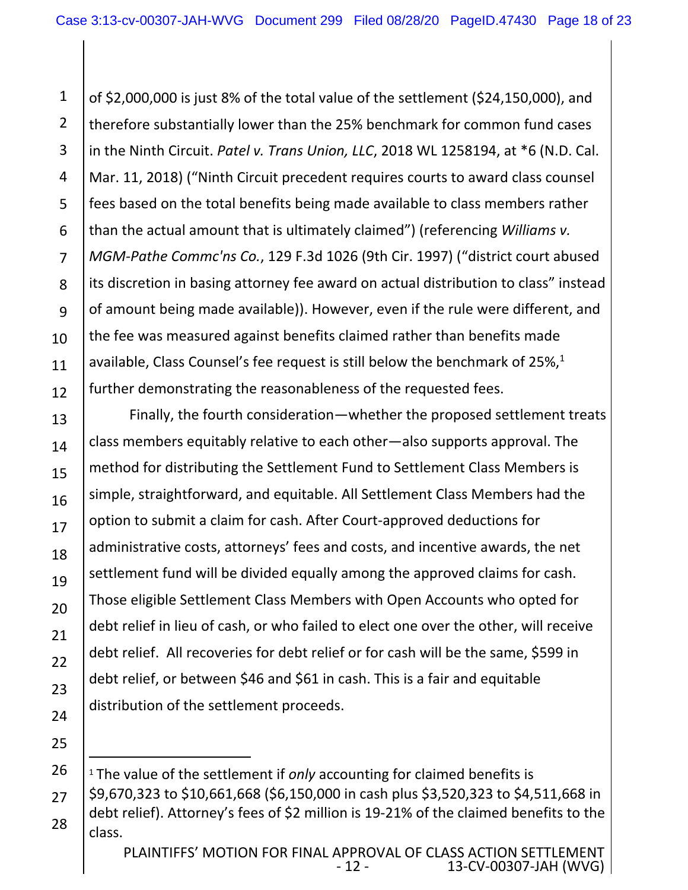of $2,000,000 is just 8% of the total value of the settlement ($24,150,000), and therefore substantially lower than the 25% benchmark for common fund cases in the Ninth Circuit. *Patel v. Trans Union, LLC*, 2018 WL 1258194, at *6 (N.D. Cal. Mar. 11, 2018) ("Ninth Circuit precedent requires courts to award class counsel fees based on the total benefits being made available to class members rather than the actual amount that is ultimately claimed") (referencing *Williams v. MGM-Pathe Commc'ns Co.*, 129 F.3d 1026 (9th Cir. 1997) ("district court abused its discretion in basing attorney fee award on actual distribution to class" instead of amount being made available)). However, even if the rule were different, and the fee was measured against benefits claimed rather than benefits made available, Class Counsel's fee request is still below the benchmark of 25%,[1] further demonstrating the reasonableness of the requested fees.

Finally, the fourth consideration—whether the proposed settlement treats class members equitably relative to each other—also supports approval. The method for distributing the Settlement Fund to Settlement Class Members is simple, straightforward, and equitable. All Settlement Class Members had the option to submit a claim for cash. After Court-approved deductions for administrative costs, attorneys' fees and costs, and incentive awards, the net settlement fund will be divided equally among the approved claims for cash. Those eligible Settlement Class Members with Open Accounts who opted for debt relief in lieu of cash, or who failed to elect one over the other, will receive debt relief. All recoveries for debt relief or for cash will be the same, $599 in debt relief, or between $46 and $61 in cash. This is a fair and equitable distribution of the settlement proceeds.

---

[1] The value of the settlement if *only* accounting for claimed benefits is $9,670,323 to $10,661,668 ($6,150,000 in cash plus $3,520,323 to $4,511,668 in debt relief). Attorney's fees of $2 million is 19-21% of the claimed benefits to the class.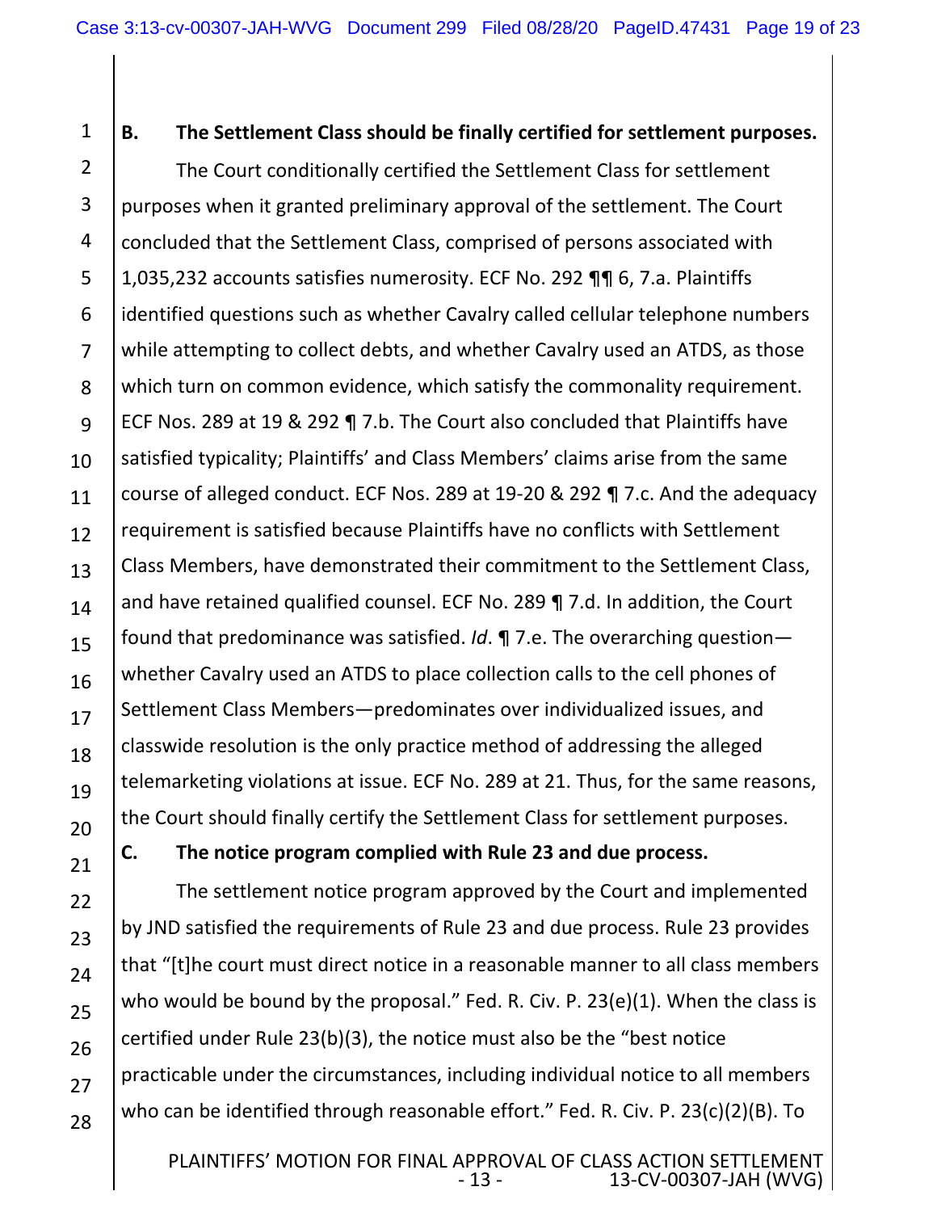## B. The Settlement Class should be finally certified for settlement purposes.

The Court conditionally certified the Settlement Class for settlement purposes when it granted preliminary approval of the settlement. The Court concluded that the Settlement Class, comprised of persons associated with 1,035,232 accounts satisfies numerosity. ECF No. 292 ¶¶ 6, 7.a. Plaintiffs identified questions such as whether Cavalry called cellular telephone numbers while attempting to collect debts, and whether Cavalry used an ATDS, as those which turn on common evidence, which satisfy the commonality requirement. ECF Nos. 289 at 19 & 292 ¶ 7.b. The Court also concluded that Plaintiffs have satisfied typicality; Plaintiffs' and Class Members' claims arise from the same course of alleged conduct. ECF Nos. 289 at 19-20 & 292 ¶ 7.c. And the adequacy requirement is satisfied because Plaintiffs have no conflicts with Settlement Class Members, have demonstrated their commitment to the Settlement Class, and have retained qualified counsel. ECF No. 289 ¶ 7.d. In addition, the Court found that predominance was satisfied. *Id*. ¶ 7.e. The overarching question—whether Cavalry used an ATDS to place collection calls to the cell phones of Settlement Class Members—predominates over individualized issues, and classwide resolution is the only practice method of addressing the alleged telemarketing violations at issue. ECF No. 289 at 21. Thus, for the same reasons, the Court should finally certify the Settlement Class for settlement purposes.

## C. The notice program complied with Rule 23 and due process.

The settlement notice program approved by the Court and implemented by JND satisfied the requirements of Rule 23 and due process. Rule 23 provides that "[t]he court must direct notice in a reasonable manner to all class members who would be bound by the proposal." Fed. R. Civ. P. 23(e)(1). When the class is certified under Rule 23(b)(3), the notice must also be the "best notice practicable under the circumstances, including individual notice to all members who can be identified through reasonable effort." Fed. R. Civ. P. 23(c)(2)(B). To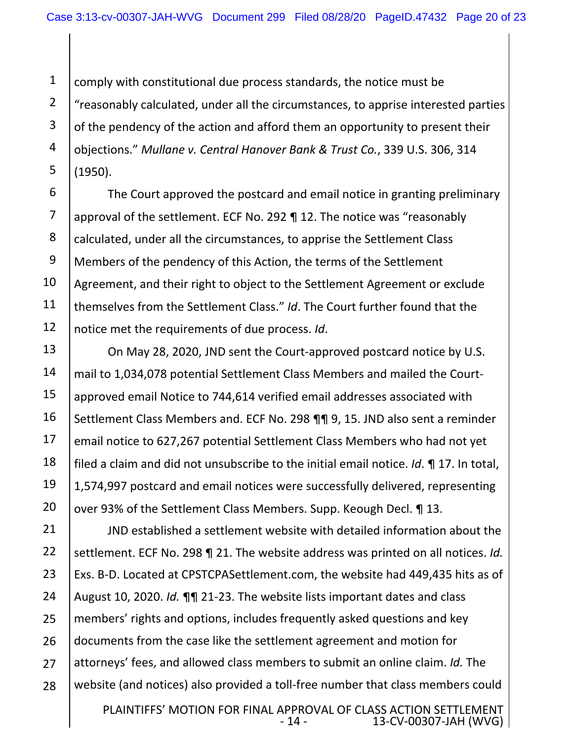comply with constitutional due process standards, the notice must be "reasonably calculated, under all the circumstances, to apprise interested parties of the pendency of the action and afford them an opportunity to present their objections." *Mullane v. Central Hanover Bank & Trust Co.*, 339 U.S. 306, 314 (1950).

The Court approved the postcard and email notice in granting preliminary approval of the settlement. ECF No. 292 ¶ 12. The notice was "reasonably calculated, under all the circumstances, to apprise the Settlement Class Members of the pendency of this Action, the terms of the Settlement Agreement, and their right to object to the Settlement Agreement or exclude themselves from the Settlement Class." *Id*. The Court further found that the notice met the requirements of due process. *Id*.

On May 28, 2020, JND sent the Court-approved postcard notice by U.S. mail to 1,034,078 potential Settlement Class Members and mailed the Court-approved email Notice to 744,614 verified email addresses associated with Settlement Class Members and. ECF No. 298 ¶¶ 9, 15. JND also sent a reminder email notice to 627,267 potential Settlement Class Members who had not yet filed a claim and did not unsubscribe to the initial email notice. *Id*. ¶ 17. In total, 1,574,997 postcard and email notices were successfully delivered, representing over 93% of the Settlement Class Members. Supp. Keough Decl. ¶ 13.

JND established a settlement website with detailed information about the settlement. ECF No. 298 ¶ 21. The website address was printed on all notices. *Id.* Exs. B-D. Located at CPSTCPASettlement.com, the website had 449,435 hits as of August 10, 2020. *Id.* ¶¶ 21-23. The website lists important dates and class members' rights and options, includes frequently asked questions and key documents from the case like the settlement agreement and motion for attorneys' fees, and allowed class members to submit an online claim. *Id.* The website (and notices) also provided a toll-free number that class members could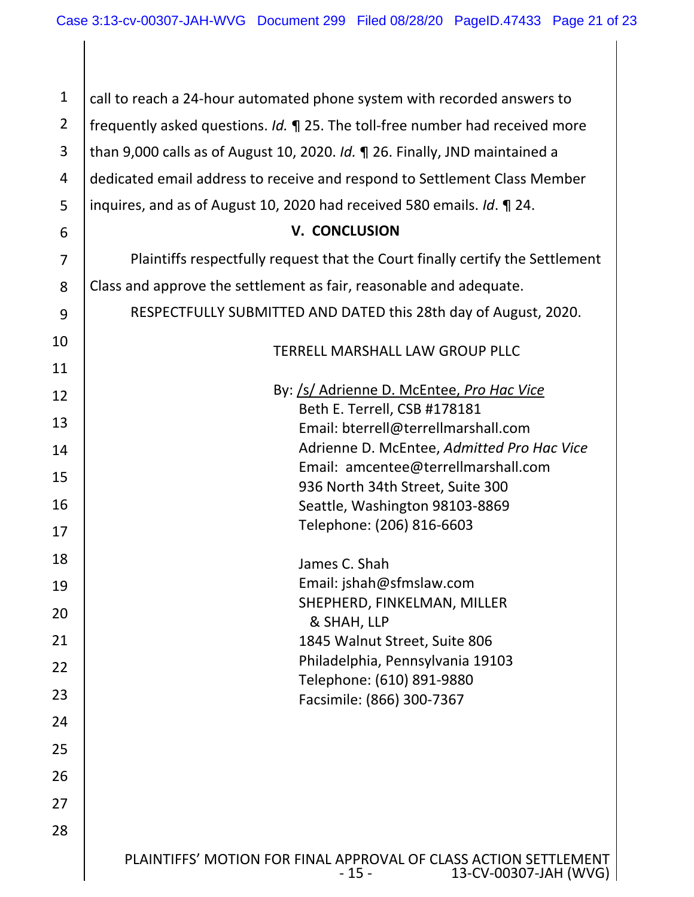call to reach a 24-hour automated phone system with recorded answers to frequently asked questions. *Id.* ¶ 25. The toll-free number had received more than 9,000 calls as of August 10, 2020. *Id.* ¶ 26. Finally, JND maintained a dedicated email address to receive and respond to Settlement Class Member inquires, and as of August 10, 2020 had received 580 emails. *Id*. ¶ 24.

## V. CONCLUSION

Plaintiffs respectfully request that the Court finally certify the Settlement Class and approve the settlement as fair, reasonable and adequate.

RESPECTFULLY SUBMITTED AND DATED this 28th day of August, 2020.

TERRELL MARSHALL LAW GROUP PLLC

By: /s/ Adrienne D. McEntee, *Pro Hac Vice*
Beth E. Terrell, CSB #178181
Email: bterrell@terrellmarshall.com
Adrienne D. McEntee, *Admitted Pro Hac Vice*
Email: amcentee@terrellmarshall.com
936 North 34th Street, Suite 300
Seattle, Washington 98103-8869
Telephone: (206) 816-6603

James C. Shah
Email: jshah@sfmslaw.com
SHEPHERD, FINKELMAN, MILLER & SHAH, LLP
1845 Walnut Street, Suite 806
Philadelphia, Pennsylvania 19103
Telephone: (610) 891-9880
Facsimile: (866) 300-7367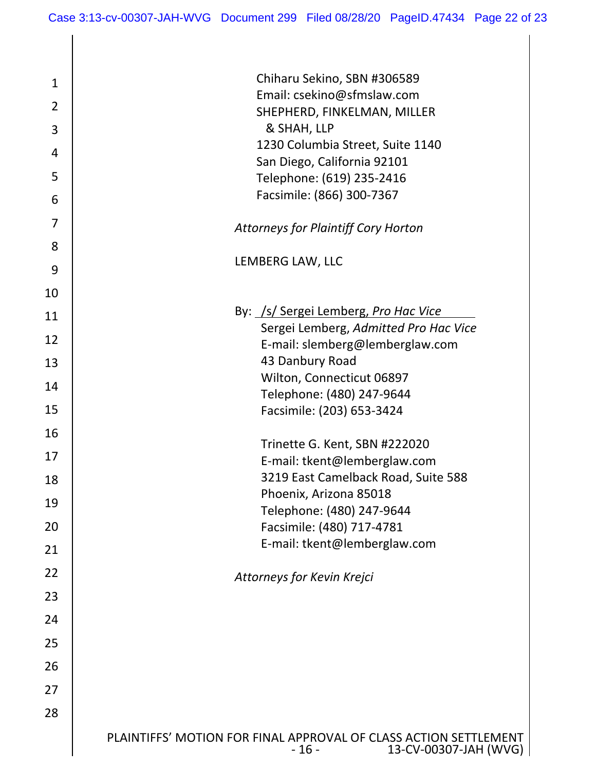Chiharu Sekino, SBN #306589
Email: csekino@sfmslaw.com
SHEPHERD, FINKELMAN, MILLER
& SHAH, LLP
1230 Columbia Street, Suite 1140
San Diego, California 92101
Telephone: (619) 235-2416
Facsimile: (866) 300-7367

*Attorneys for Plaintiff Cory Horton*

LEMBERG LAW, LLC

By: /s/ Sergei Lemberg, *Pro Hac Vice*
Sergei Lemberg, *Admitted Pro Hac Vice*
E-mail: slemberg@lemberglaw.com
43 Danbury Road
Wilton, Connecticut 06897
Telephone: (480) 247-9644
Facsimile: (203) 653-3424

Trinette G. Kent, SBN #222020
E-mail: tkent@lemberglaw.com
3219 East Camelback Road, Suite 588
Phoenix, Arizona 85018
Telephone: (480) 247-9644
Facsimile: (480) 717-4781
E-mail: tkent@lemberglaw.com

*Attorneys for Kevin Krejci*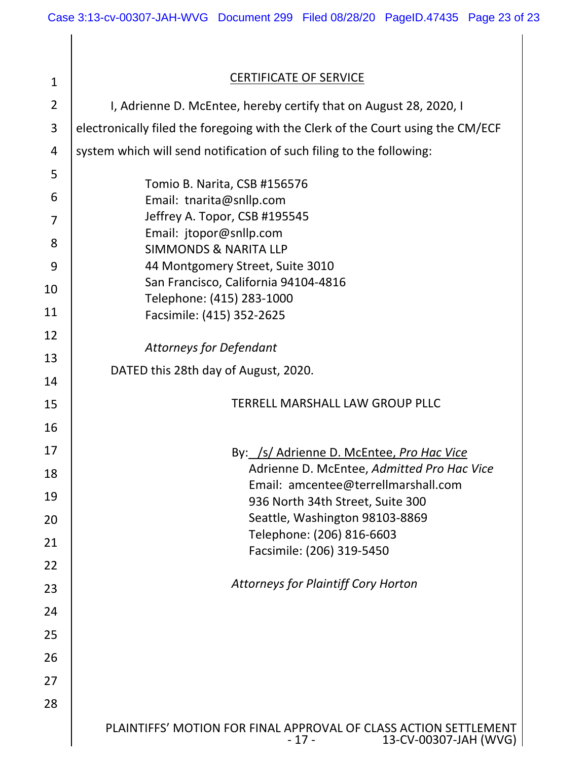# CERTIFICATE OF SERVICE

I, Adrienne D. McEntee, hereby certify that on August 28, 2020, I electronically filed the foregoing with the Clerk of the Court using the CM/ECF system which will send notification of such filing to the following:

Tomio B. Narita, CSB #156576
Email: tnarita@snllp.com
Jeffrey A. Topor, CSB #195545
Email: jtopor@snllp.com
SIMMONDS & NARITA LLP
44 Montgomery Street, Suite 3010
San Francisco, California 94104-4816
Telephone: (415) 283-1000
Facsimile: (415) 352-2625

*Attorneys for Defendant*

DATED this 28th day of August, 2020.

TERRELL MARSHALL LAW GROUP PLLC

By: /s/ Adrienne D. McEntee, *Pro Hac Vice*
Adrienne D. McEntee, *Admitted Pro Hac Vice*
Email: amcentee@terrellmarshall.com
936 North 34th Street, Suite 300
Seattle, Washington 98103-8869
Telephone: (206) 816-6603
Facsimile: (206) 319-5450

*Attorneys for Plaintiff Cory Horton*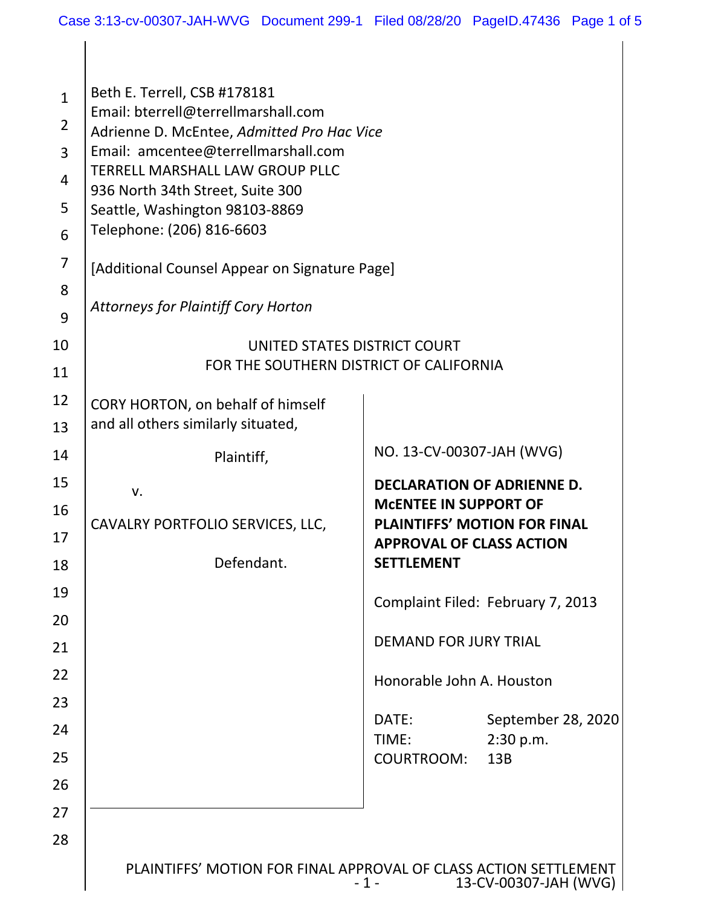Beth E. Terrell, CSB #178181
Email: bterrell@terrellmarshall.com
Adrienne D. McEntee, *Admitted Pro Hac Vice*
Email: amcentee@terrellmarshall.com
TERRELL MARSHALL LAW GROUP PLLC
936 North 34th Street, Suite 300
Seattle, Washington 98103-8869
Telephone: (206) 816-6603

[Additional Counsel Appear on Signature Page]

*Attorneys for Plaintiff Cory Horton*

UNITED STATES DISTRICT COURT
FOR THE SOUTHERN DISTRICT OF CALIFORNIA

CORY HORTON, on behalf of himself and all others similarly situated,

Plaintiff,

v.

CAVALRY PORTFOLIO SERVICES, LLC,

Defendant.

NO. 13-CV-00307-JAH (WVG)

**DECLARATION OF ADRIENNE D. McENTEE IN SUPPORT OF PLAINTIFFS' MOTION FOR FINAL APPROVAL OF CLASS ACTION SETTLEMENT**

Complaint Filed: February 7, 2013

DEMAND FOR JURY TRIAL

Honorable John A. Houston

| | |
|---|---|
| DATE: | September 28, 2020 |
| TIME: | 2:30 p.m. |
| COURTROOM: | 13B |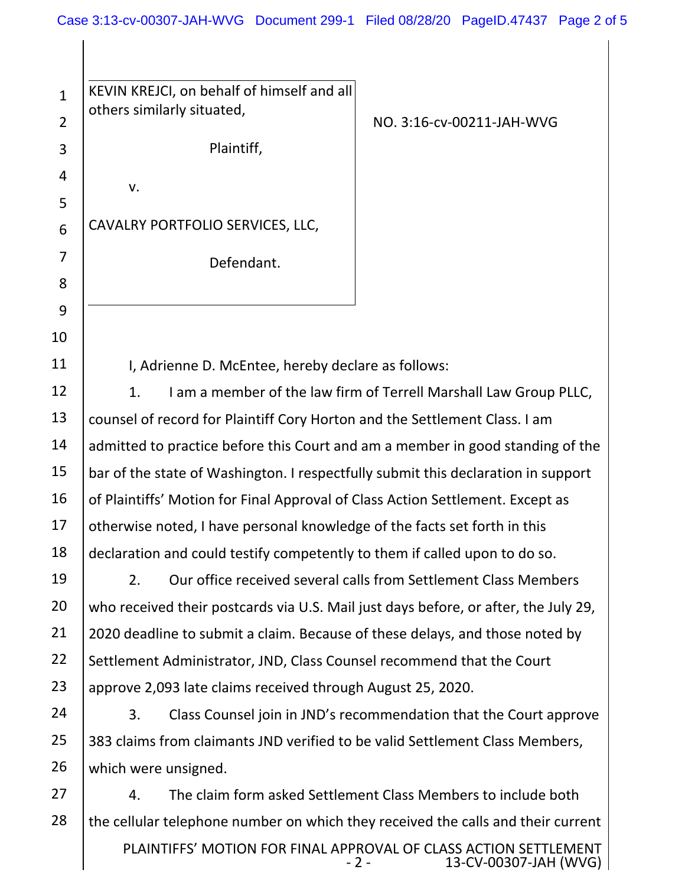KEVIN KREJCI, on behalf of himself and all others similarly situated,

Plaintiff,

v.

CAVALRY PORTFOLIO SERVICES, LLC,

Defendant.

NO. 3:16-cv-00211-JAH-WVG

I, Adrienne D. McEntee, hereby declare as follows:

1. I am a member of the law firm of Terrell Marshall Law Group PLLC, counsel of record for Plaintiff Cory Horton and the Settlement Class. I am admitted to practice before this Court and am a member in good standing of the bar of the state of Washington. I respectfully submit this declaration in support of Plaintiffs' Motion for Final Approval of Class Action Settlement. Except as otherwise noted, I have personal knowledge of the facts set forth in this declaration and could testify competently to them if called upon to do so.

2. Our office received several calls from Settlement Class Members who received their postcards via U.S. Mail just days before, or after, the July 29, 2020 deadline to submit a claim. Because of these delays, and those noted by Settlement Administrator, JND, Class Counsel recommend that the Court approve 2,093 late claims received through August 25, 2020.

3. Class Counsel join in JND's recommendation that the Court approve 383 claims from claimants JND verified to be valid Settlement Class Members, which were unsigned.

4. The claim form asked Settlement Class Members to include both the cellular telephone number on which they received the calls and their current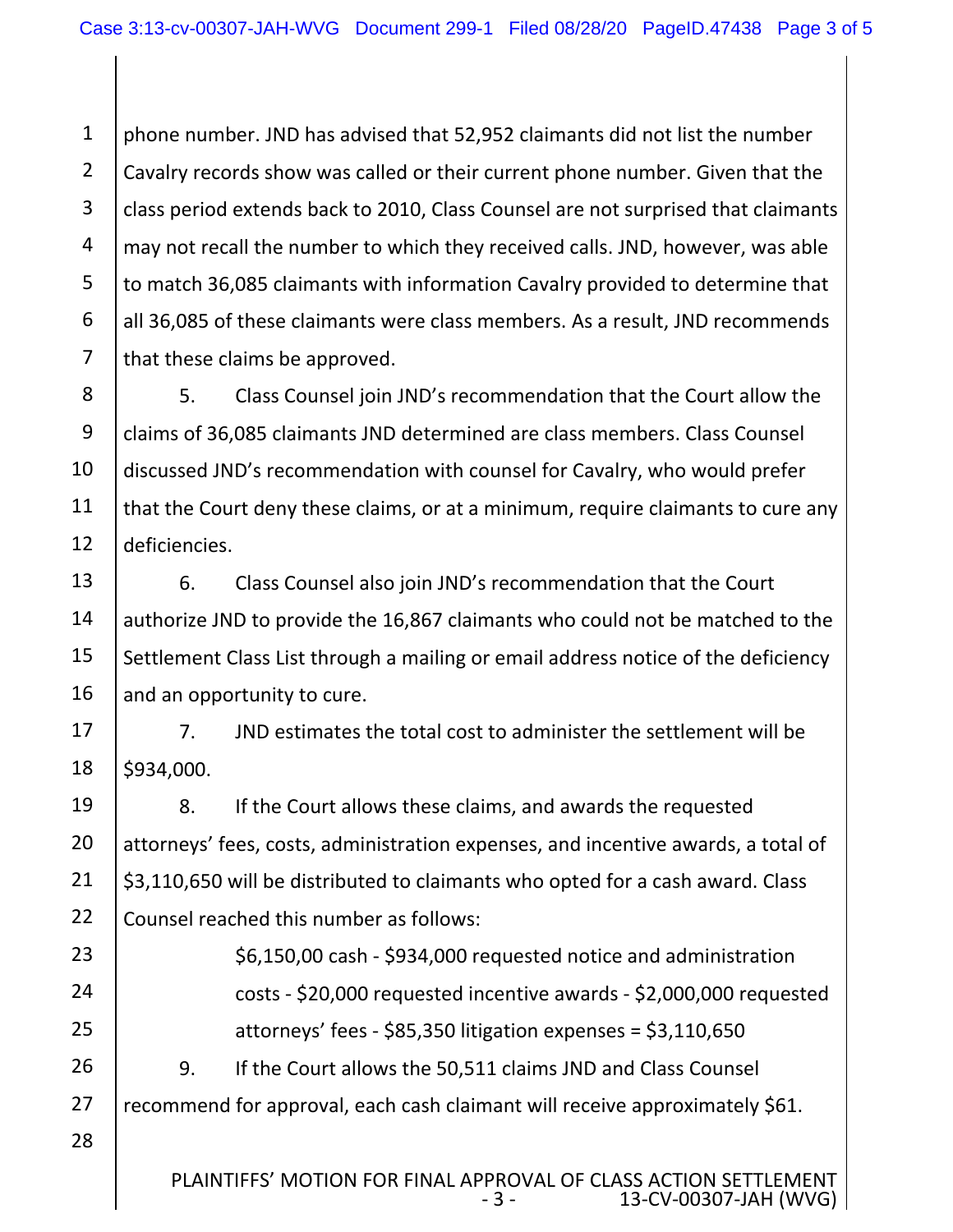phone number. JND has advised that 52,952 claimants did not list the number Cavalry records show was called or their current phone number. Given that the class period extends back to 2010, Class Counsel are not surprised that claimants may not recall the number to which they received calls. JND, however, was able to match 36,085 claimants with information Cavalry provided to determine that all 36,085 of these claimants were class members. As a result, JND recommends that these claims be approved.

5. Class Counsel join JND's recommendation that the Court allow the claims of 36,085 claimants JND determined are class members. Class Counsel discussed JND's recommendation with counsel for Cavalry, who would prefer that the Court deny these claims, or at a minimum, require claimants to cure any deficiencies.

6. Class Counsel also join JND's recommendation that the Court authorize JND to provide the 16,867 claimants who could not be matched to the Settlement Class List through a mailing or email address notice of the deficiency and an opportunity to cure.

7. JND estimates the total cost to administer the settlement will be $934,000.

8. If the Court allows these claims, and awards the requested attorneys' fees, costs, administration expenses, and incentive awards, a total of $3,110,650 will be distributed to claimants who opted for a cash award. Class Counsel reached this number as follows:

> $6,150,00 cash - $934,000 requested notice and administration costs - $20,000 requested incentive awards - $2,000,000 requested attorneys' fees - $85,350 litigation expenses = $3,110,650

9. If the Court allows the 50,511 claims JND and Class Counsel recommend for approval, each cash claimant will receive approximately $61.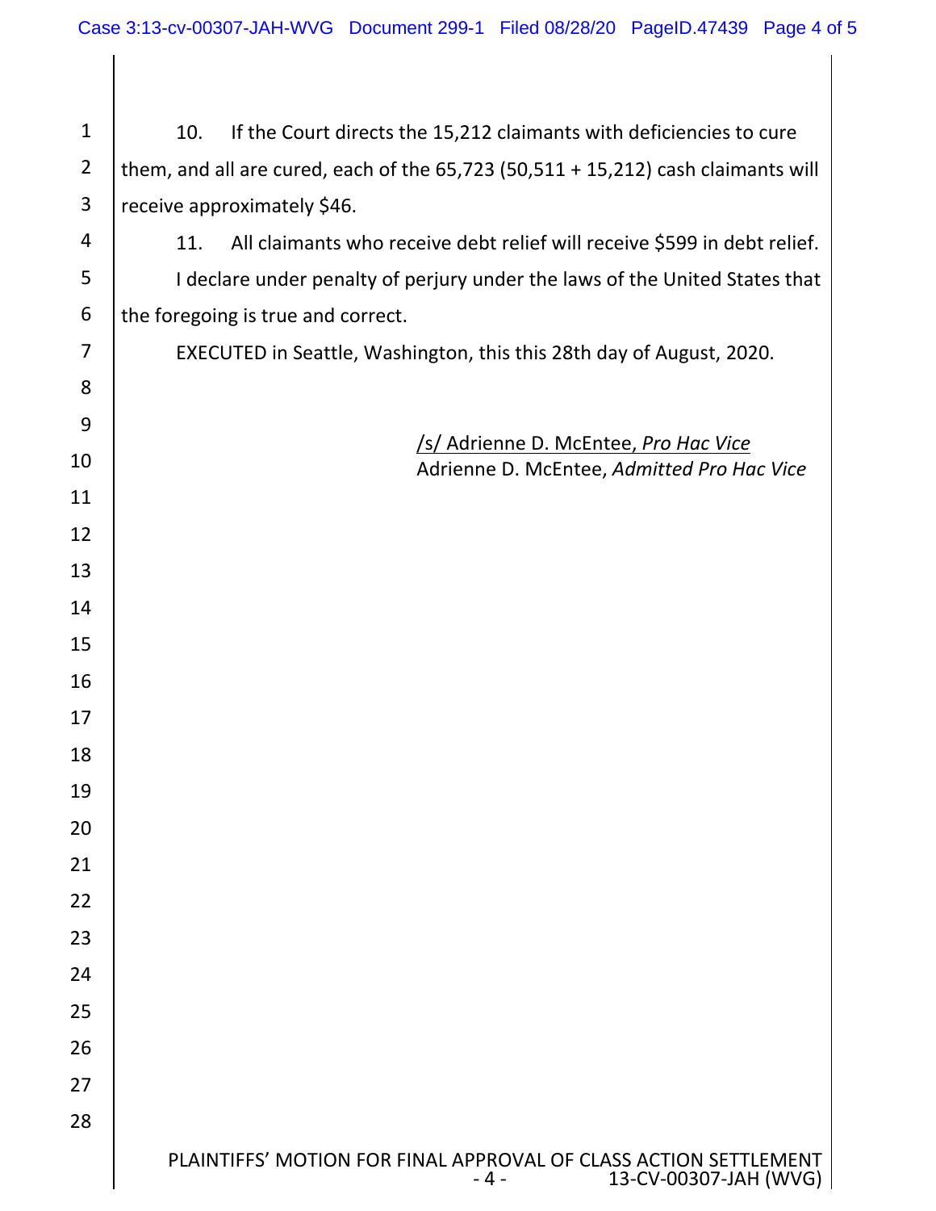10. If the Court directs the 15,212 claimants with deficiencies to cure them, and all are cured, each of the 65,723 (50,511 + 15,212) cash claimants will receive approximately $46.

11. All claimants who receive debt relief will receive $599 in debt relief.

I declare under penalty of perjury under the laws of the United States that the foregoing is true and correct.

EXECUTED in Seattle, Washington, this this 28th day of August, 2020.

/s/ Adrienne D. McEntee, *Pro Hac Vice*
Adrienne D. McEntee, *Admitted Pro Hac Vice*

PLAINTIFFS' MOTION FOR FINAL APPROVAL OF CLASS ACTION SETTLEMENT
13-CV-00307-JAH (WVG)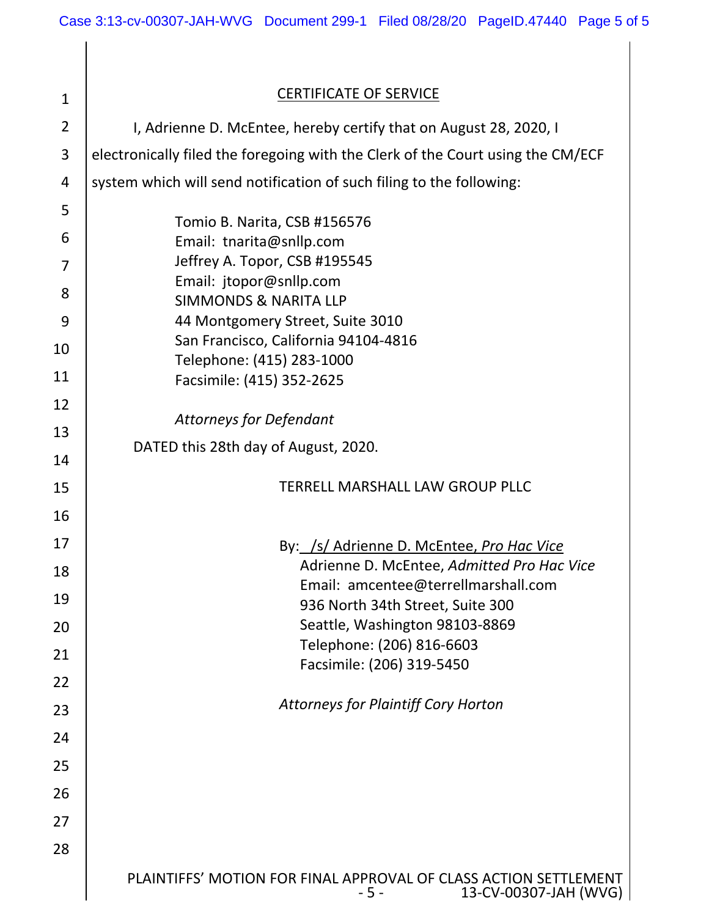## CERTIFICATE OF SERVICE

I, Adrienne D. McEntee, hereby certify that on August 28, 2020, I electronically filed the foregoing with the Clerk of the Court using the CM/ECF system which will send notification of such filing to the following:

Tomio B. Narita, CSB #156576
Email: tnarita@snllp.com
Jeffrey A. Topor, CSB #195545
Email: jtopor@snllp.com
SIMMONDS & NARITA LLP
44 Montgomery Street, Suite 3010
San Francisco, California 94104-4816
Telephone: (415) 283-1000
Facsimile: (415) 352-2625

*Attorneys for Defendant*

DATED this 28th day of August, 2020.

TERRELL MARSHALL LAW GROUP PLLC

By: /s/ Adrienne D. McEntee, *Pro Hac Vice*
Adrienne D. McEntee, *Admitted Pro Hac Vice*
Email: amcentee@terrellmarshall.com
936 North 34th Street, Suite 300
Seattle, Washington 98103-8869
Telephone: (206) 816-6603
Facsimile: (206) 319-5450

*Attorneys for Plaintiff Cory Horton*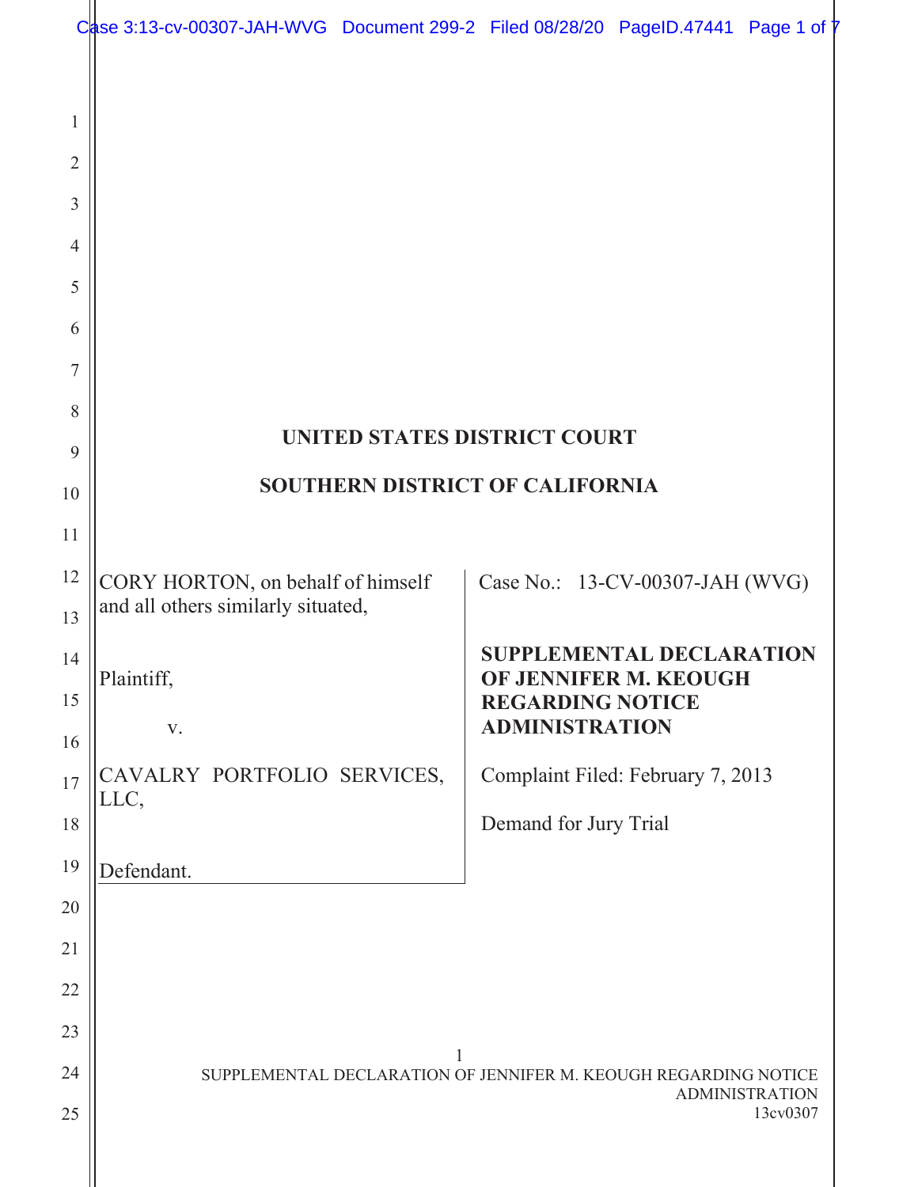# UNITED STATES DISTRICT COURT

# SOUTHERN DISTRICT OF CALIFORNIA

| | |
|---|---|
| CORY HORTON, on behalf of himself and all others similarly situated,<br><br>Plaintiff,<br><br>v.<br><br>CAVALRY PORTFOLIO SERVICES, LLC,<br><br>Defendant. | Case No.: 13-CV-00307-JAH (WVG)<br><br>**SUPPLEMENTAL DECLARATION OF JENNIFER M. KEOUGH REGARDING NOTICE ADMINISTRATION**<br><br>Complaint Filed: February 7, 2013<br><br>Demand for Jury Trial |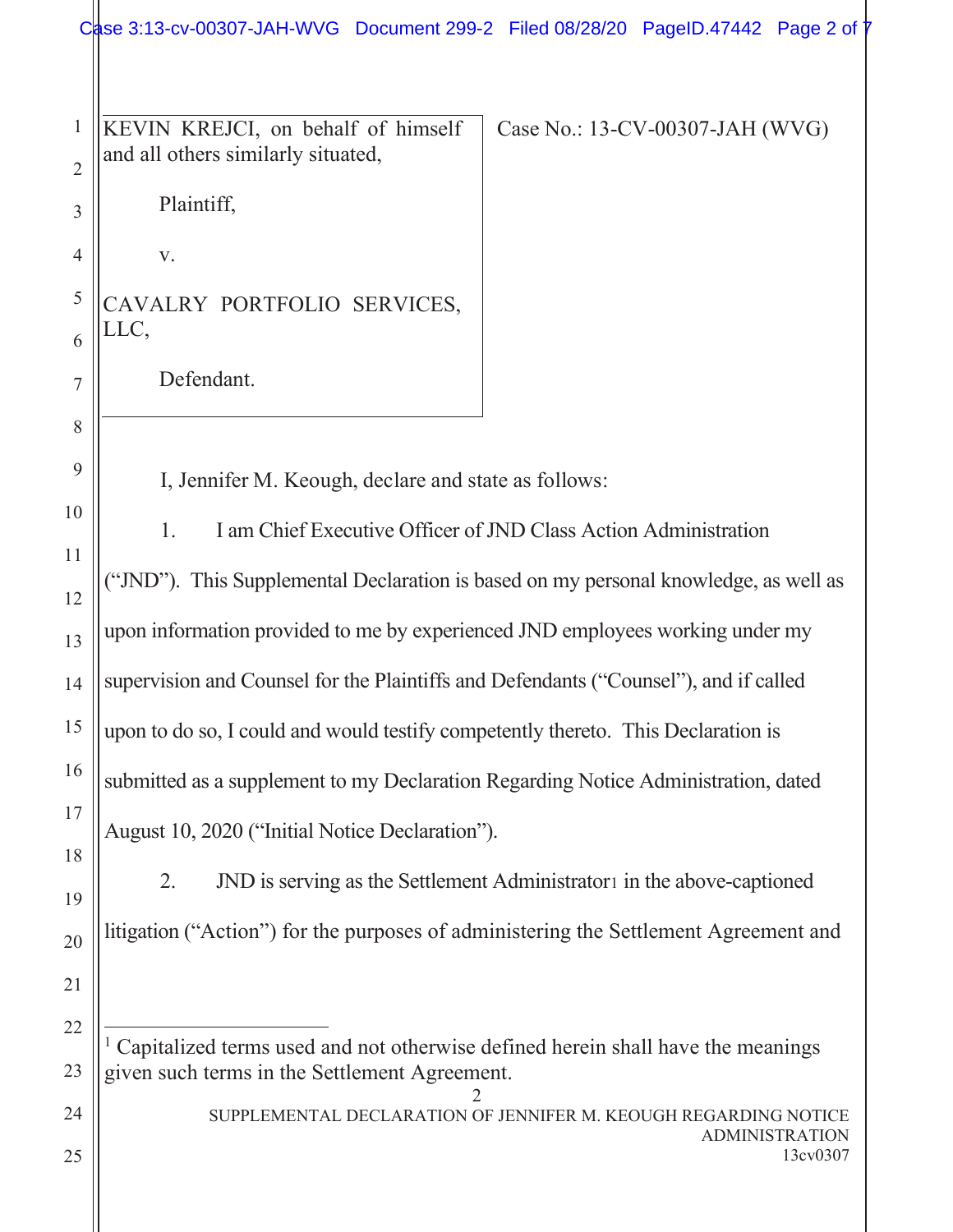KEVIN KREJCI, on behalf of himself and all others similarly situated,

Plaintiff,

v.

CAVALRY PORTFOLIO SERVICES, LLC,

Defendant.

Case No.: 13-CV-00307-JAH (WVG)

I, Jennifer M. Keough, declare and state as follows:

1. I am Chief Executive Officer of JND Class Action Administration ("JND"). This Supplemental Declaration is based on my personal knowledge, as well as upon information provided to me by experienced JND employees working under my supervision and Counsel for the Plaintiffs and Defendants ("Counsel"), and if called upon to do so, I could and would testify competently thereto. This Declaration is submitted as a supplement to my Declaration Regarding Notice Administration, dated August 10, 2020 ("Initial Notice Declaration").

2. JND is serving as the Settlement Administrator[1] in the above-captioned litigation ("Action") for the purposes of administering the Settlement Agreement and

[1] Capitalized terms used and not otherwise defined herein shall have the meanings given such terms in the Settlement Agreement.

SUPPLEMENTAL DECLARATION OF JENNIFER M. KEOUGH REGARDING NOTICE ADMINISTRATION
13cv0307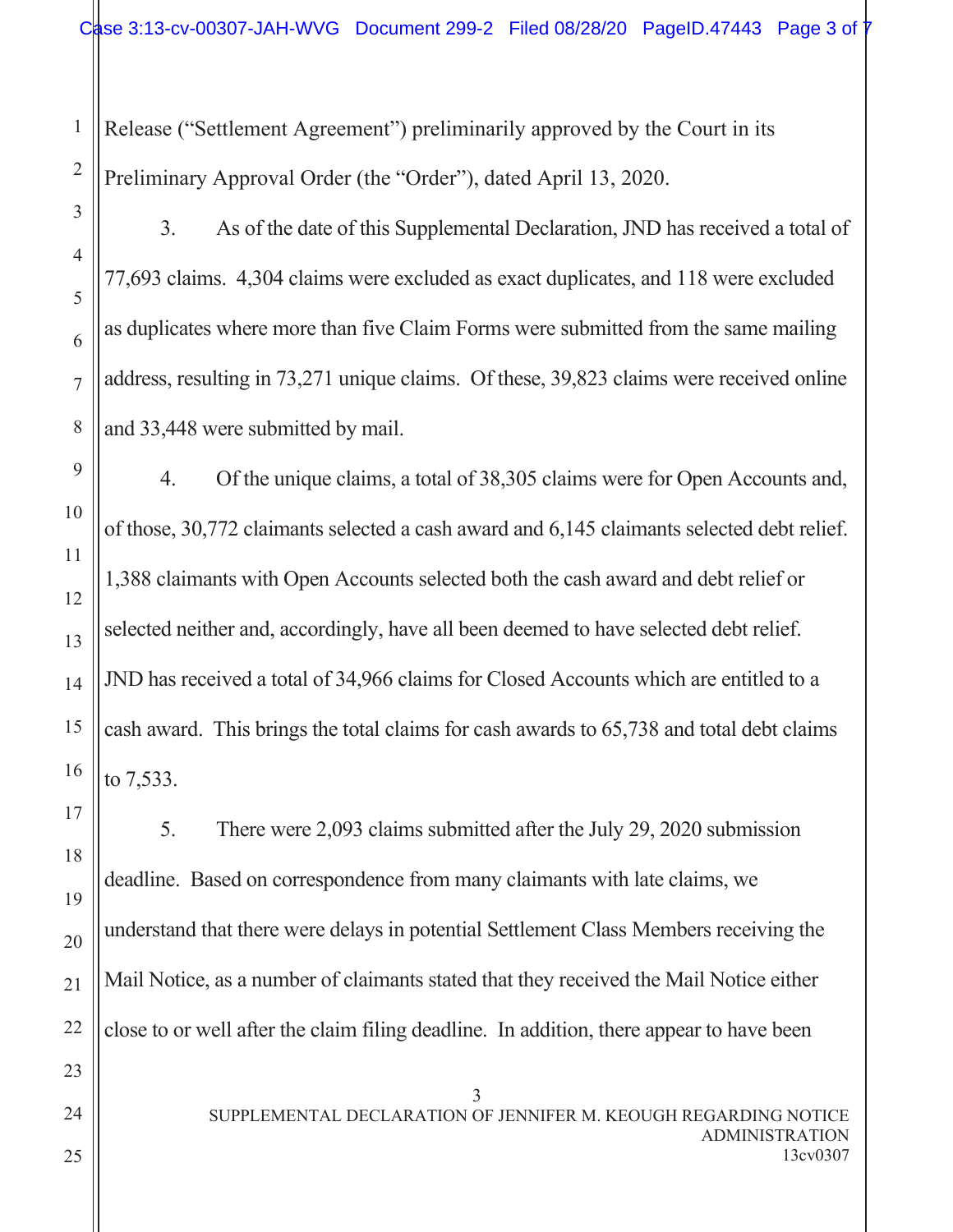Release ("Settlement Agreement") preliminarily approved by the Court in its Preliminary Approval Order (the "Order"), dated April 13, 2020.

3. As of the date of this Supplemental Declaration, JND has received a total of 77,693 claims. 4,304 claims were excluded as exact duplicates, and 118 were excluded as duplicates where more than five Claim Forms were submitted from the same mailing address, resulting in 73,271 unique claims. Of these, 39,823 claims were received online and 33,448 were submitted by mail.

4. Of the unique claims, a total of 38,305 claims were for Open Accounts and, of those, 30,772 claimants selected a cash award and 6,145 claimants selected debt relief. 1,388 claimants with Open Accounts selected both the cash award and debt relief or selected neither and, accordingly, have all been deemed to have selected debt relief. JND has received a total of 34,966 claims for Closed Accounts which are entitled to a cash award. This brings the total claims for cash awards to 65,738 and total debt claims to 7,533.

5. There were 2,093 claims submitted after the July 29, 2020 submission deadline. Based on correspondence from many claimants with late claims, we understand that there were delays in potential Settlement Class Members receiving the Mail Notice, as a number of claimants stated that they received the Mail Notice either close to or well after the claim filing deadline. In addition, there appear to have been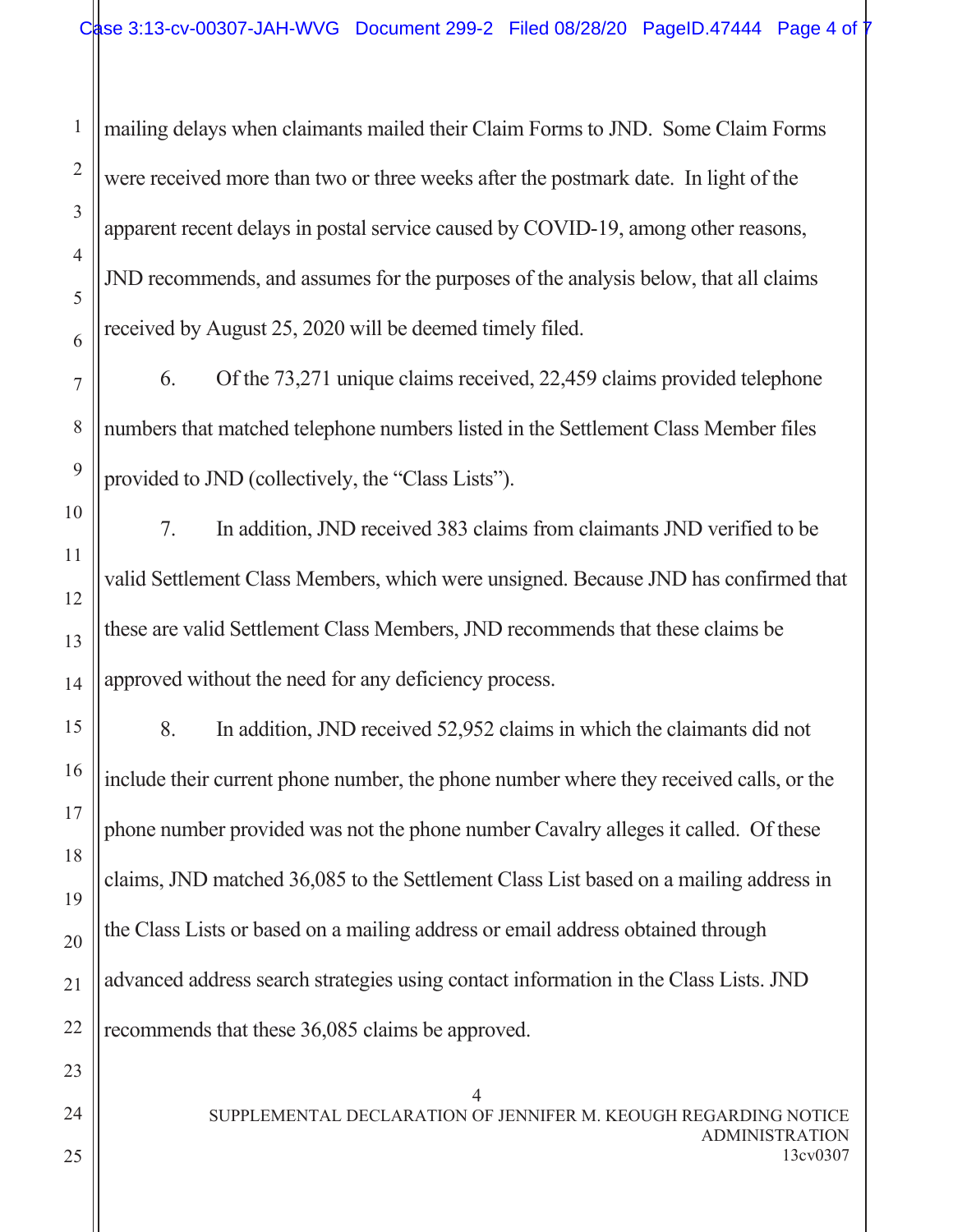mailing delays when claimants mailed their Claim Forms to JND. Some Claim Forms were received more than two or three weeks after the postmark date. In light of the apparent recent delays in postal service caused by COVID-19, among other reasons, JND recommends, and assumes for the purposes of the analysis below, that all claims received by August 25, 2020 will be deemed timely filed.

6. Of the 73,271 unique claims received, 22,459 claims provided telephone numbers that matched telephone numbers listed in the Settlement Class Member files provided to JND (collectively, the "Class Lists").

7. In addition, JND received 383 claims from claimants JND verified to be valid Settlement Class Members, which were unsigned. Because JND has confirmed that these are valid Settlement Class Members, JND recommends that these claims be approved without the need for any deficiency process.

8. In addition, JND received 52,952 claims in which the claimants did not include their current phone number, the phone number where they received calls, or the phone number provided was not the phone number Cavalry alleges it called. Of these claims, JND matched 36,085 to the Settlement Class List based on a mailing address in the Class Lists or based on a mailing address or email address obtained through advanced address search strategies using contact information in the Class Lists. JND recommends that these 36,085 claims be approved.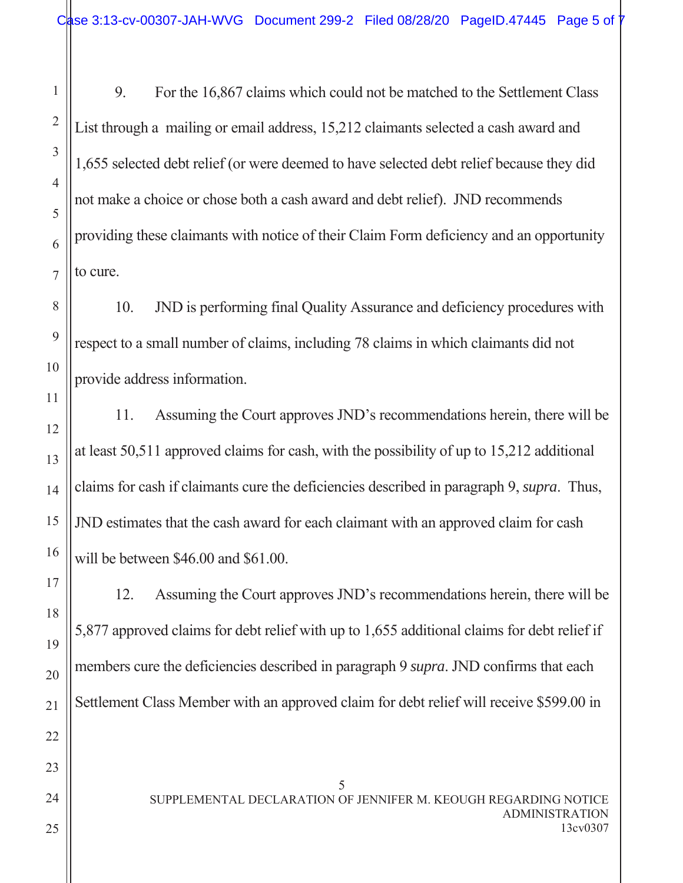9. For the 16,867 claims which could not be matched to the Settlement Class List through a mailing or email address, 15,212 claimants selected a cash award and 1,655 selected debt relief (or were deemed to have selected debt relief because they did not make a choice or chose both a cash award and debt relief). JND recommends providing these claimants with notice of their Claim Form deficiency and an opportunity to cure.

10. JND is performing final Quality Assurance and deficiency procedures with respect to a small number of claims, including 78 claims in which claimants did not provide address information.

11. Assuming the Court approves JND's recommendations herein, there will be at least 50,511 approved claims for cash, with the possibility of up to 15,212 additional claims for cash if claimants cure the deficiencies described in paragraph 9, *supra*. Thus, JND estimates that the cash award for each claimant with an approved claim for cash will be between $46.00 and $61.00.

12. Assuming the Court approves JND's recommendations herein, there will be 5,877 approved claims for debt relief with up to 1,655 additional claims for debt relief if members cure the deficiencies described in paragraph 9 *supra*. JND confirms that each Settlement Class Member with an approved claim for debt relief will receive $599.00 in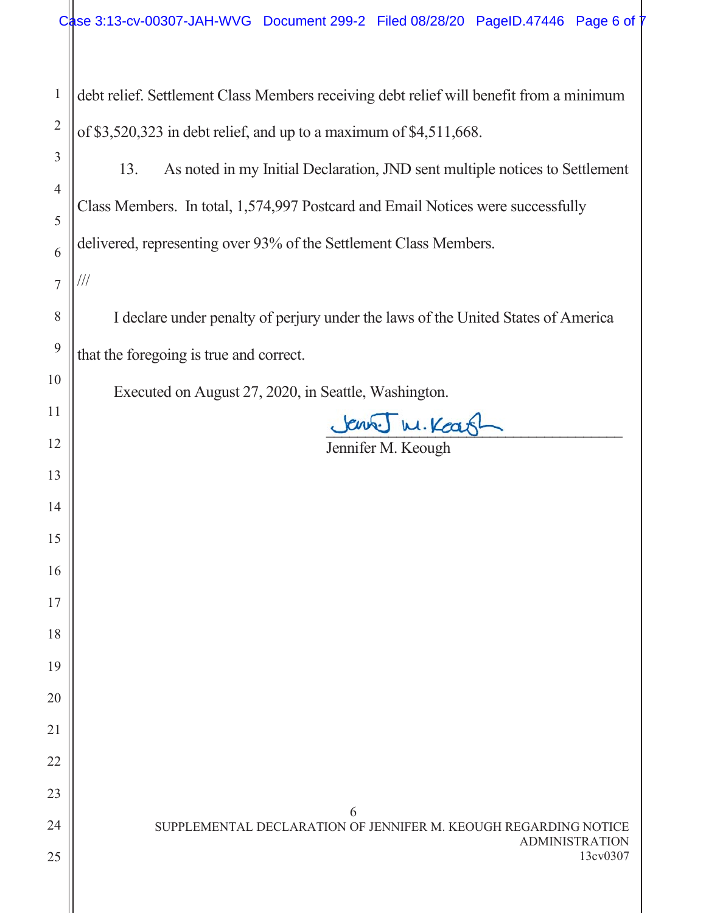debt relief. Settlement Class Members receiving debt relief will benefit from a minimum of $3,520,323 in debt relief, and up to a maximum of $4,511,668.

13. As noted in my Initial Declaration, JND sent multiple notices to Settlement Class Members. In total, 1,574,997 Postcard and Email Notices were successfully delivered, representing over 93% of the Settlement Class Members.

///

I declare under penalty of perjury under the laws of the United States of America that the foregoing is true and correct.

Executed on August 27, 2020, in Seattle, Washington.

Jennifer M. Keough

SUPPLEMENTAL DECLARATION OF JENNIFER M. KEOUGH REGARDING NOTICE ADMINISTRATION

13cv0307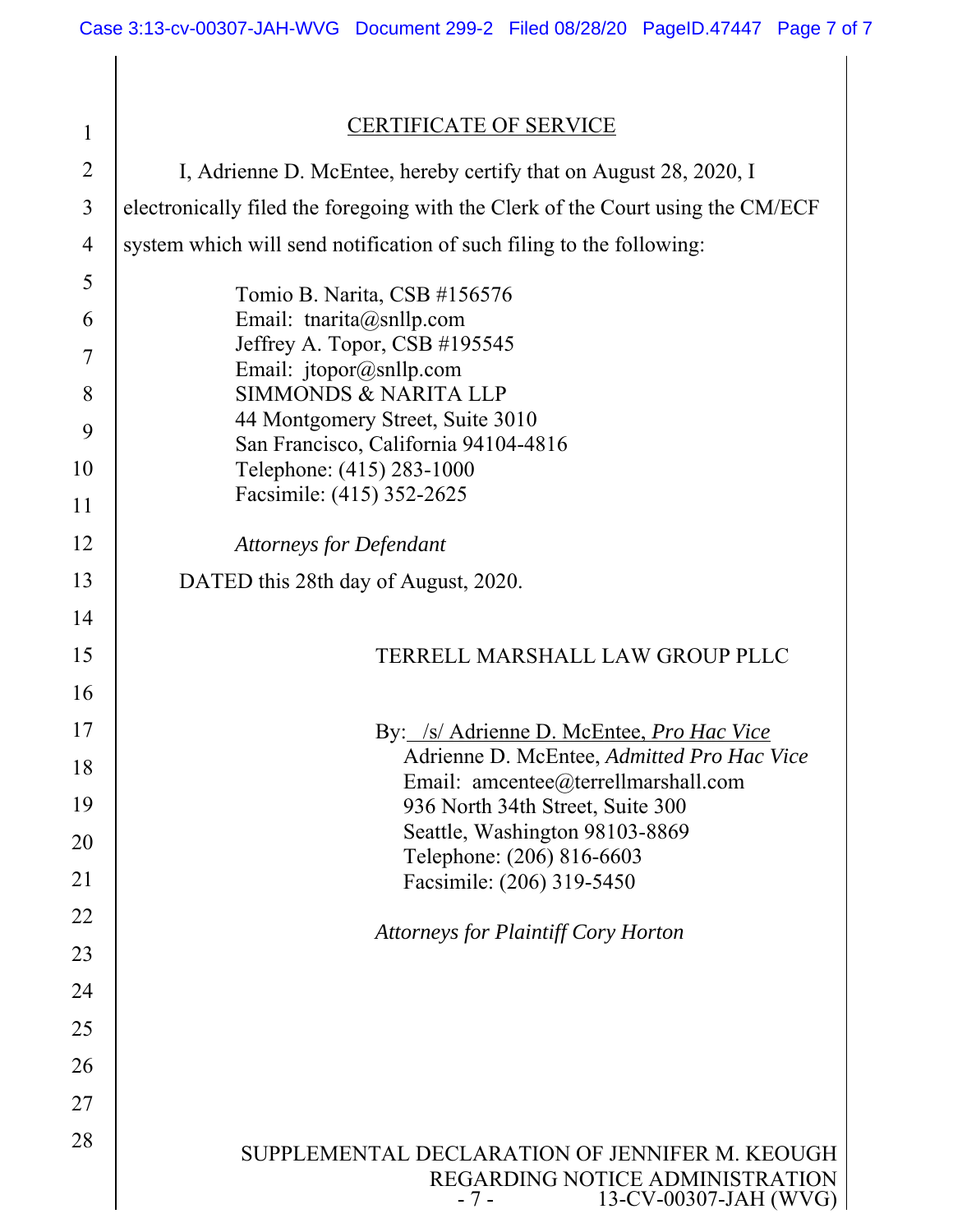## CERTIFICATE OF SERVICE

I, Adrienne D. McEntee, hereby certify that on August 28, 2020, I electronically filed the foregoing with the Clerk of the Court using the CM/ECF system which will send notification of such filing to the following:

Tomio B. Narita, CSB #156576
Email: tnarita@snllp.com
Jeffrey A. Topor, CSB #195545
Email: jtopor@snllp.com
SIMMONDS & NARITA LLP
44 Montgomery Street, Suite 3010
San Francisco, California 94104-4816
Telephone: (415) 283-1000
Facsimile: (415) 352-2625

*Attorneys for Defendant*

DATED this 28th day of August, 2020.

TERRELL MARSHALL LAW GROUP PLLC

By: /s/ Adrienne D. McEntee, *Pro Hac Vice*
Adrienne D. McEntee, *Admitted Pro Hac Vice*
Email: amcentee@terrellmarshall.com
936 North 34th Street, Suite 300
Seattle, Washington 98103-8869
Telephone: (206) 816-6603
Facsimile: (206) 319-5450

*Attorneys for Plaintiff Cory Horton*